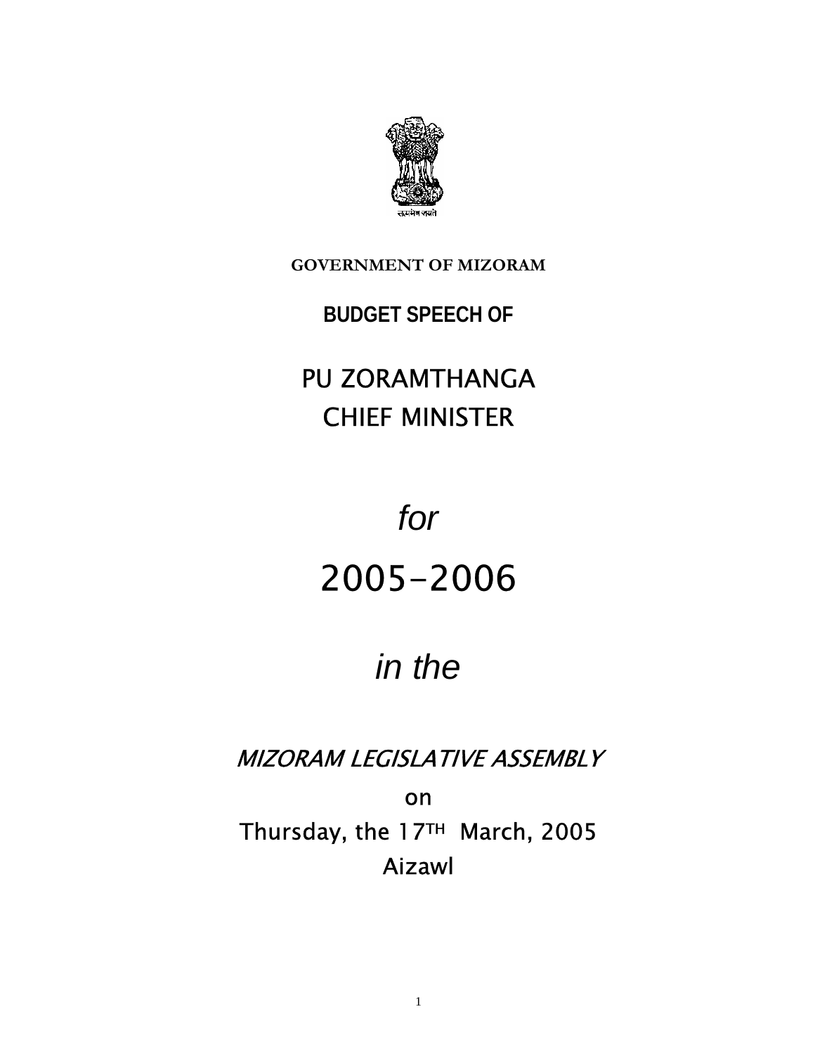सत्यमेव जयते

**GOVERNMENT OF MIZORAM**

# BUDGET SPEECH OF

## PU ZORAMTHANGA
## CHIEF MINISTER

*for*

## 2005-2006

*in the*

*MIZORAM LEGISLATIVE ASSEMBLY*

on

Thursday, the 17TH March, 2005

Aizawl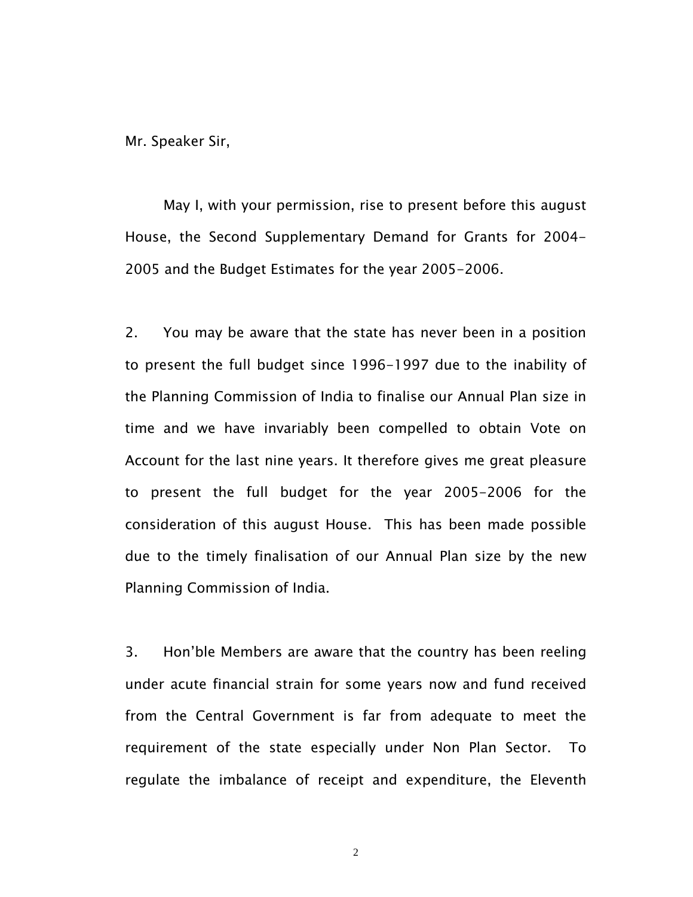Mr. Speaker Sir,

May I, with your permission, rise to present before this august House, the Second Supplementary Demand for Grants for 2004-2005 and the Budget Estimates for the year 2005-2006.

2. You may be aware that the state has never been in a position to present the full budget since 1996-1997 due to the inability of the Planning Commission of India to finalise our Annual Plan size in time and we have invariably been compelled to obtain Vote on Account for the last nine years. It therefore gives me great pleasure to present the full budget for the year 2005-2006 for the consideration of this august House. This has been made possible due to the timely finalisation of our Annual Plan size by the new Planning Commission of India.

3. Hon'ble Members are aware that the country has been reeling under acute financial strain for some years now and fund received from the Central Government is far from adequate to meet the requirement of the state especially under Non Plan Sector. To regulate the imbalance of receipt and expenditure, the Eleventh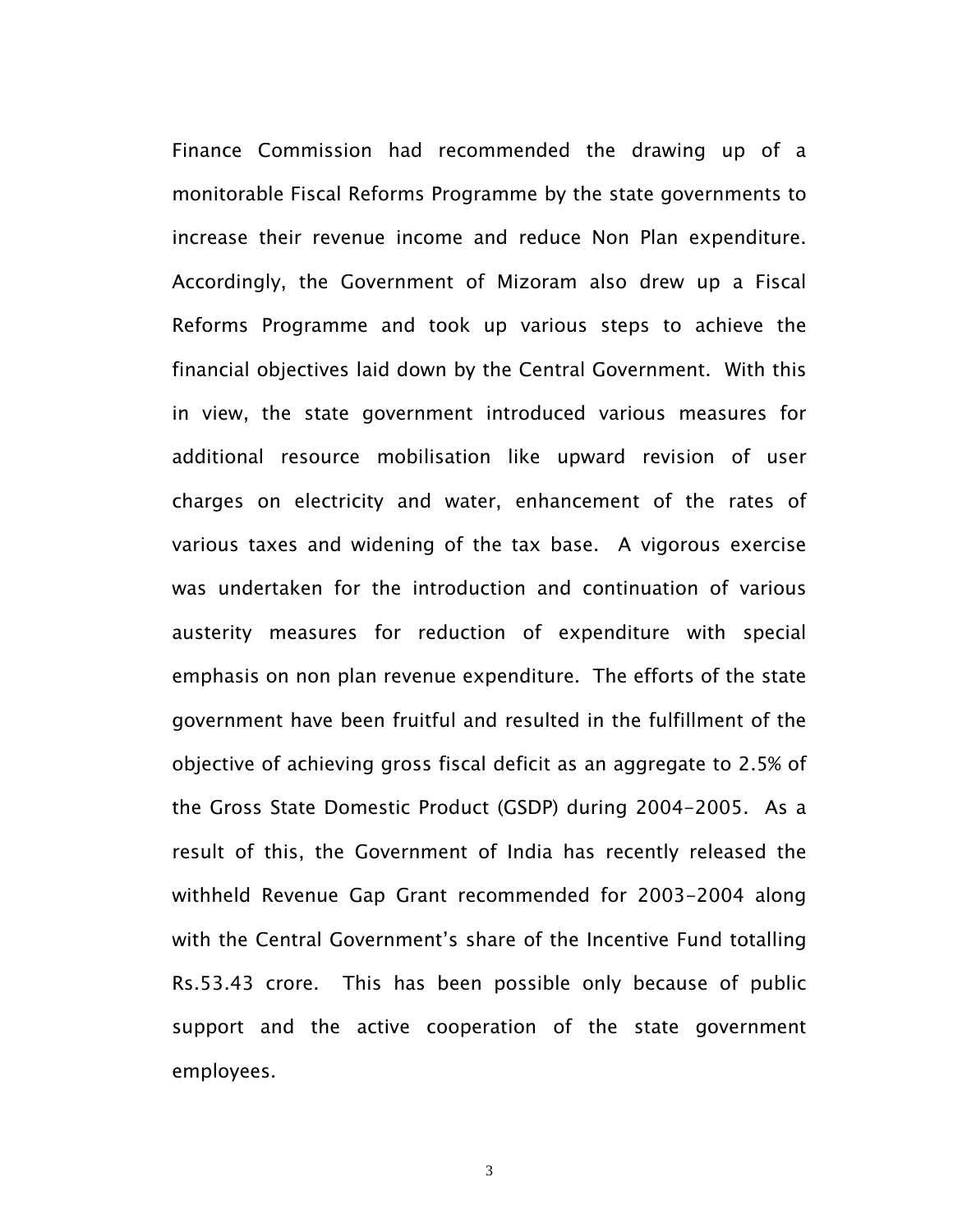Finance Commission had recommended the drawing up of a monitorable Fiscal Reforms Programme by the state governments to increase their revenue income and reduce Non Plan expenditure. Accordingly, the Government of Mizoram also drew up a Fiscal Reforms Programme and took up various steps to achieve the financial objectives laid down by the Central Government. With this in view, the state government introduced various measures for additional resource mobilisation like upward revision of user charges on electricity and water, enhancement of the rates of various taxes and widening of the tax base. A vigorous exercise was undertaken for the introduction and continuation of various austerity measures for reduction of expenditure with special emphasis on non plan revenue expenditure. The efforts of the state government have been fruitful and resulted in the fulfillment of the objective of achieving gross fiscal deficit as an aggregate to 2.5% of the Gross State Domestic Product (GSDP) during 2004-2005. As a result of this, the Government of India has recently released the withheld Revenue Gap Grant recommended for 2003-2004 along with the Central Government's share of the Incentive Fund totalling Rs.53.43 crore. This has been possible only because of public support and the active cooperation of the state government employees.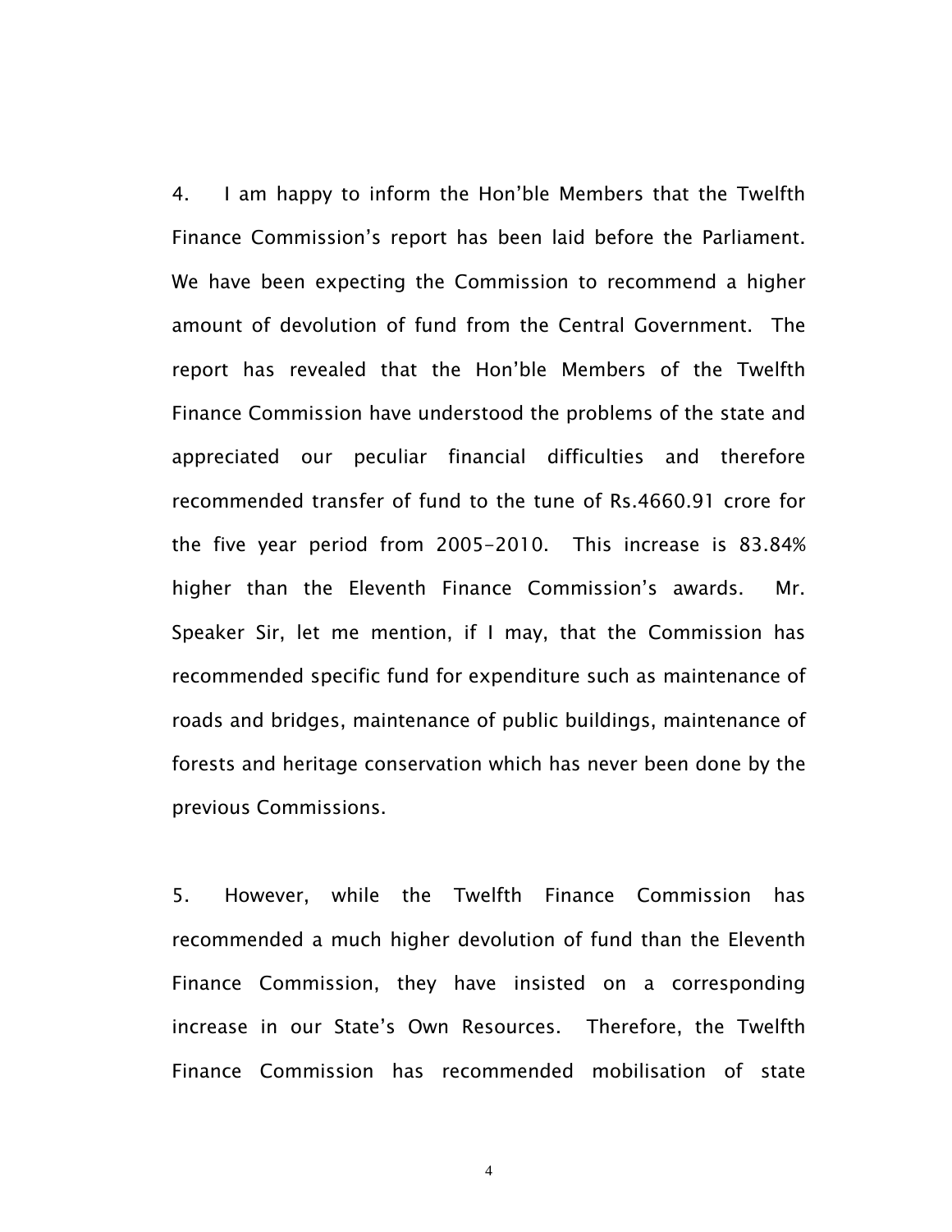4. I am happy to inform the Hon'ble Members that the Twelfth Finance Commission's report has been laid before the Parliament. We have been expecting the Commission to recommend a higher amount of devolution of fund from the Central Government. The report has revealed that the Hon'ble Members of the Twelfth Finance Commission have understood the problems of the state and appreciated our peculiar financial difficulties and therefore recommended transfer of fund to the tune of Rs.4660.91 crore for the five year period from 2005-2010. This increase is 83.84% higher than the Eleventh Finance Commission's awards. Mr. Speaker Sir, let me mention, if I may, that the Commission has recommended specific fund for expenditure such as maintenance of roads and bridges, maintenance of public buildings, maintenance of forests and heritage conservation which has never been done by the previous Commissions.

5. However, while the Twelfth Finance Commission has recommended a much higher devolution of fund than the Eleventh Finance Commission, they have insisted on a corresponding increase in our State's Own Resources. Therefore, the Twelfth Finance Commission has recommended mobilisation of state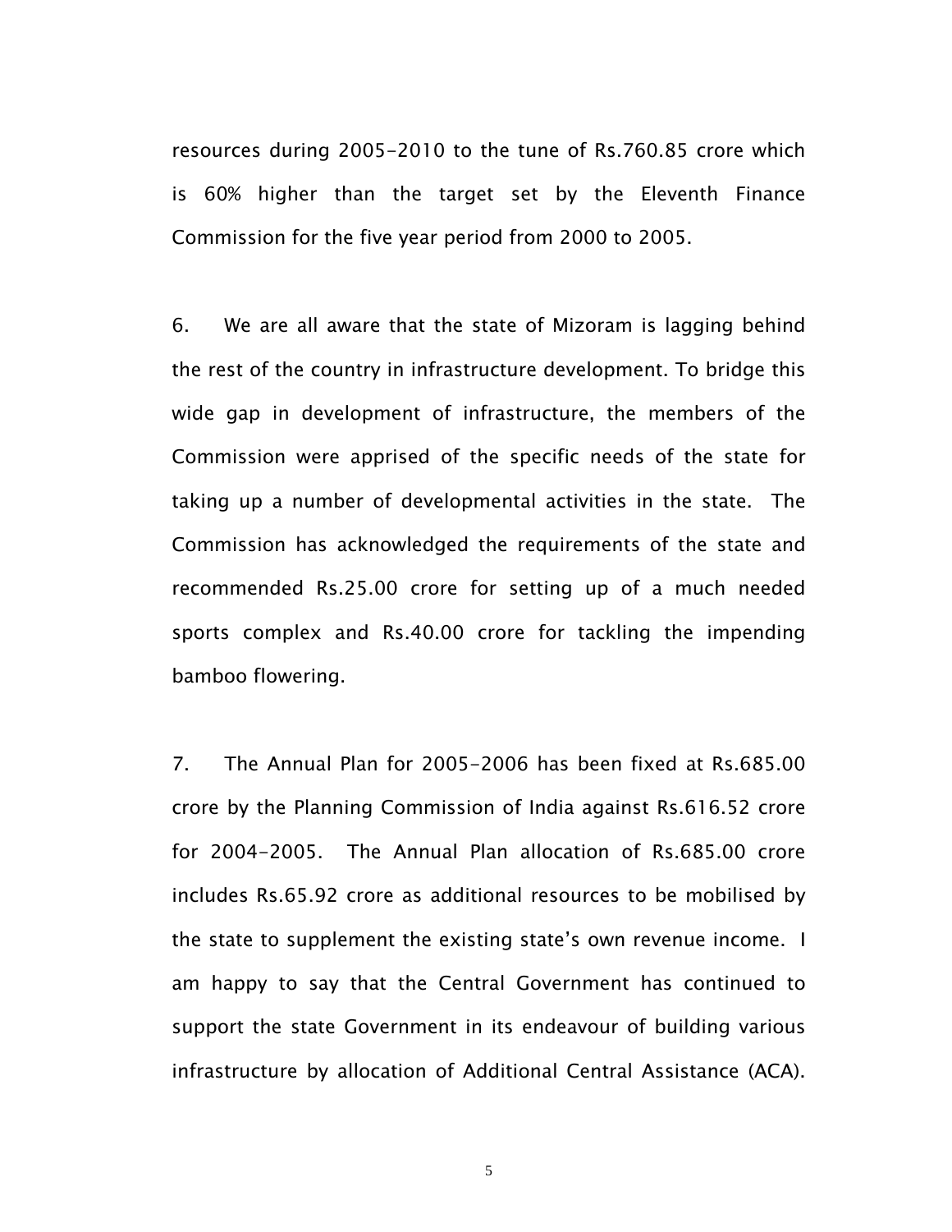resources during 2005-2010 to the tune of Rs.760.85 crore which is 60% higher than the target set by the Eleventh Finance Commission for the five year period from 2000 to 2005.

6. We are all aware that the state of Mizoram is lagging behind the rest of the country in infrastructure development. To bridge this wide gap in development of infrastructure, the members of the Commission were apprised of the specific needs of the state for taking up a number of developmental activities in the state. The Commission has acknowledged the requirements of the state and recommended Rs.25.00 crore for setting up of a much needed sports complex and Rs.40.00 crore for tackling the impending bamboo flowering.

7. The Annual Plan for 2005-2006 has been fixed at Rs.685.00 crore by the Planning Commission of India against Rs.616.52 crore for 2004-2005. The Annual Plan allocation of Rs.685.00 crore includes Rs.65.92 crore as additional resources to be mobilised by the state to supplement the existing state's own revenue income. I am happy to say that the Central Government has continued to support the state Government in its endeavour of building various infrastructure by allocation of Additional Central Assistance (ACA).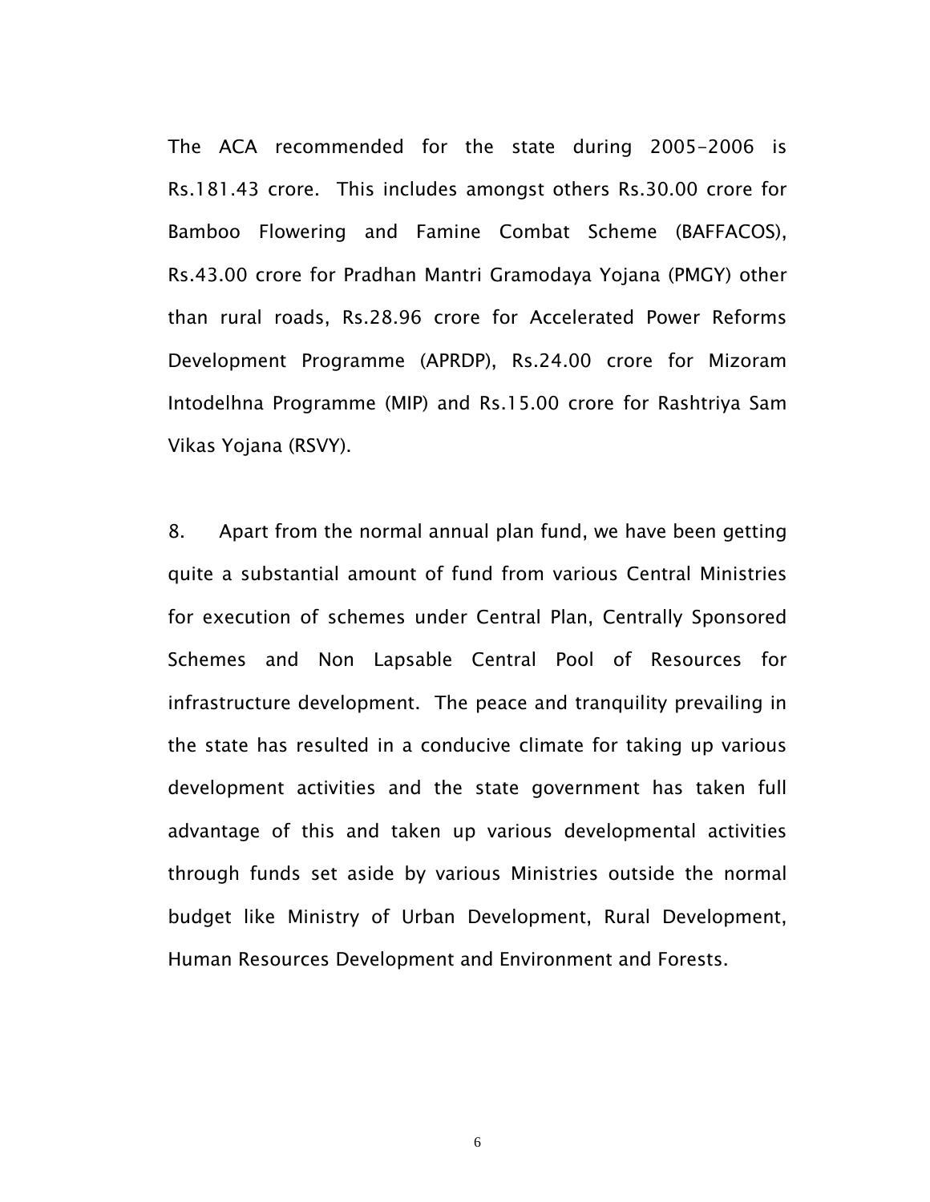The ACA recommended for the state during 2005-2006 is Rs.181.43 crore. This includes amongst others Rs.30.00 crore for Bamboo Flowering and Famine Combat Scheme (BAFFACOS), Rs.43.00 crore for Pradhan Mantri Gramodaya Yojana (PMGY) other than rural roads, Rs.28.96 crore for Accelerated Power Reforms Development Programme (APRDP), Rs.24.00 crore for Mizoram Intodelhna Programme (MIP) and Rs.15.00 crore for Rashtriya Sam Vikas Yojana (RSVY).

8. Apart from the normal annual plan fund, we have been getting quite a substantial amount of fund from various Central Ministries for execution of schemes under Central Plan, Centrally Sponsored Schemes and Non Lapsable Central Pool of Resources for infrastructure development. The peace and tranquility prevailing in the state has resulted in a conducive climate for taking up various development activities and the state government has taken full advantage of this and taken up various developmental activities through funds set aside by various Ministries outside the normal budget like Ministry of Urban Development, Rural Development, Human Resources Development and Environment and Forests.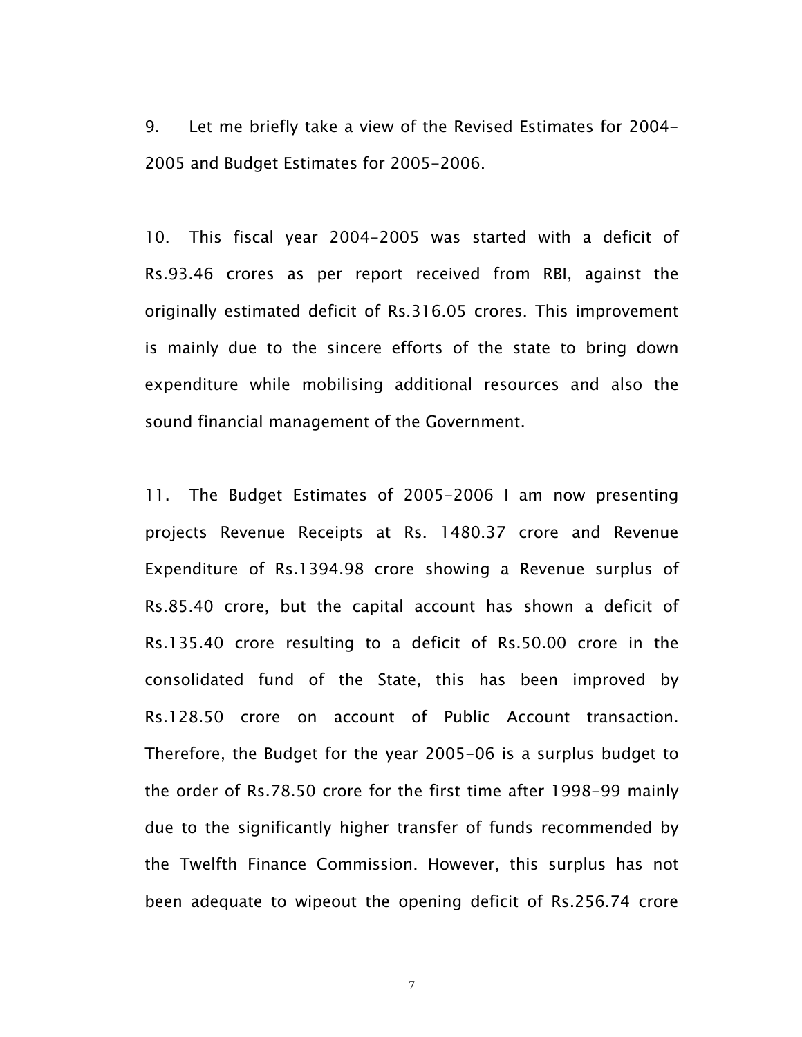9. Let me briefly take a view of the Revised Estimates for 2004-2005 and Budget Estimates for 2005-2006.

10. This fiscal year 2004-2005 was started with a deficit of Rs.93.46 crores as per report received from RBI, against the originally estimated deficit of Rs.316.05 crores. This improvement is mainly due to the sincere efforts of the state to bring down expenditure while mobilising additional resources and also the sound financial management of the Government.

11. The Budget Estimates of 2005-2006 I am now presenting projects Revenue Receipts at Rs. 1480.37 crore and Revenue Expenditure of Rs.1394.98 crore showing a Revenue surplus of Rs.85.40 crore, but the capital account has shown a deficit of Rs.135.40 crore resulting to a deficit of Rs.50.00 crore in the consolidated fund of the State, this has been improved by Rs.128.50 crore on account of Public Account transaction. Therefore, the Budget for the year 2005-06 is a surplus budget to the order of Rs.78.50 crore for the first time after 1998-99 mainly due to the significantly higher transfer of funds recommended by the Twelfth Finance Commission. However, this surplus has not been adequate to wipeout the opening deficit of Rs.256.74 crore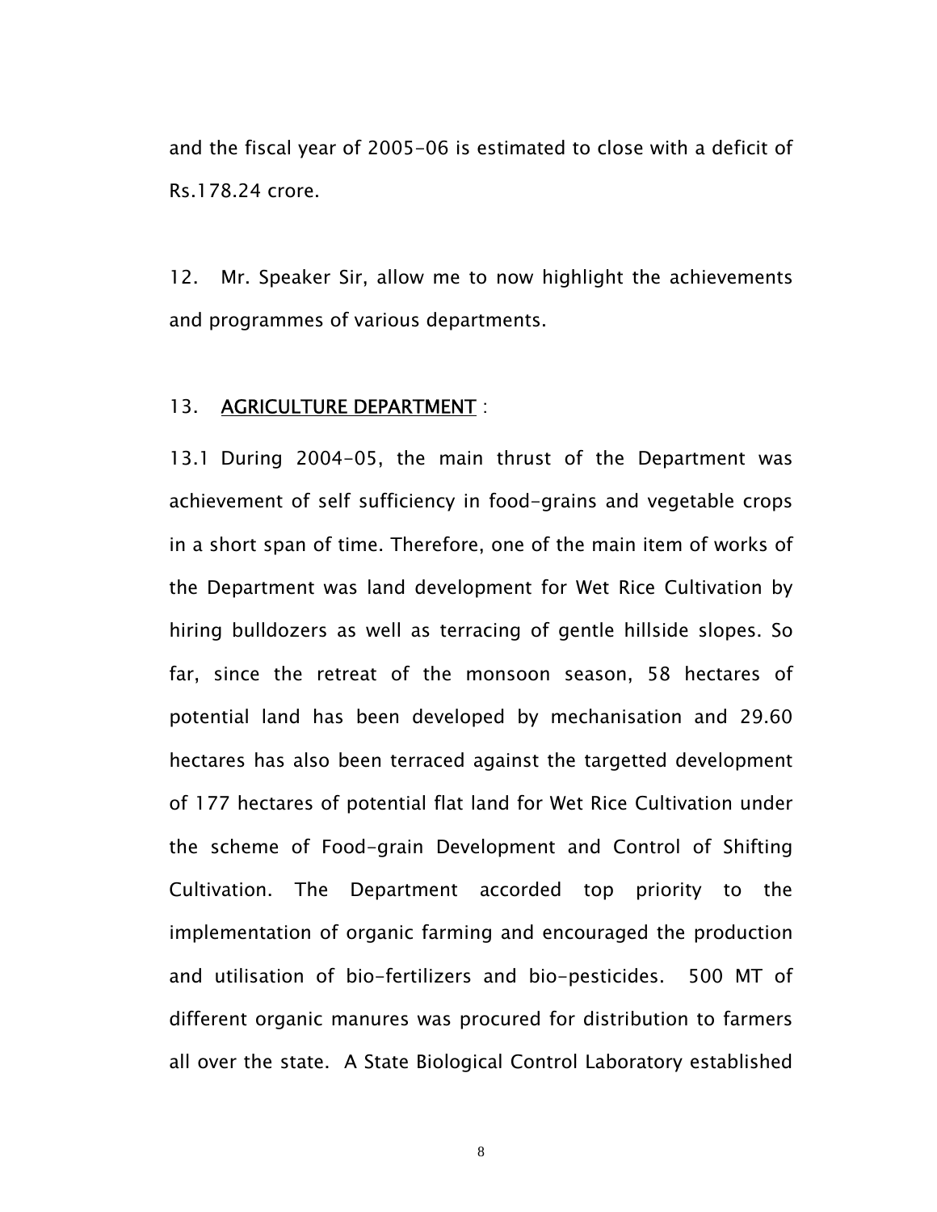and the fiscal year of 2005-06 is estimated to close with a deficit of Rs.178.24 crore.

12. Mr. Speaker Sir, allow me to now highlight the achievements and programmes of various departments.

13. <u>**AGRICULTURE DEPARTMENT**</u> :

13.1 During 2004-05, the main thrust of the Department was achievement of self sufficiency in food-grains and vegetable crops in a short span of time. Therefore, one of the main item of works of the Department was land development for Wet Rice Cultivation by hiring bulldozers as well as terracing of gentle hillside slopes. So far, since the retreat of the monsoon season, 58 hectares of potential land has been developed by mechanisation and 29.60 hectares has also been terraced against the targetted development of 177 hectares of potential flat land for Wet Rice Cultivation under the scheme of Food-grain Development and Control of Shifting Cultivation. The Department accorded top priority to the implementation of organic farming and encouraged the production and utilisation of bio-fertilizers and bio-pesticides. 500 MT of different organic manures was procured for distribution to farmers all over the state. A State Biological Control Laboratory established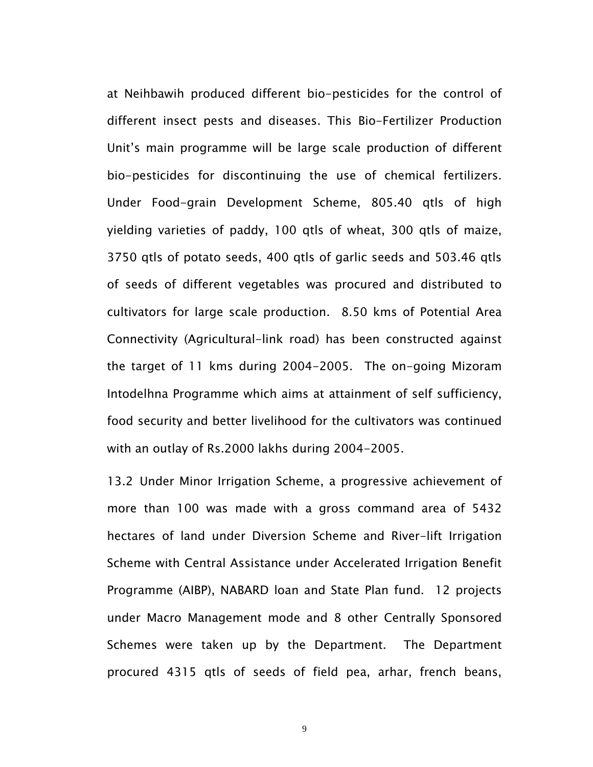at Neihbawih produced different bio-pesticides for the control of different insect pests and diseases. This Bio-Fertilizer Production Unit's main programme will be large scale production of different bio-pesticides for discontinuing the use of chemical fertilizers. Under Food-grain Development Scheme, 805.40 qtls of high yielding varieties of paddy, 100 qtls of wheat, 300 qtls of maize, 3750 qtls of potato seeds, 400 qtls of garlic seeds and 503.46 qtls of seeds of different vegetables was procured and distributed to cultivators for large scale production. 8.50 kms of Potential Area Connectivity (Agricultural-link road) has been constructed against the target of 11 kms during 2004-2005. The on-going Mizoram Intodelhna Programme which aims at attainment of self sufficiency, food security and better livelihood for the cultivators was continued with an outlay of Rs.2000 lakhs during 2004-2005.

13.2 Under Minor Irrigation Scheme, a progressive achievement of more than 100 was made with a gross command area of 5432 hectares of land under Diversion Scheme and River-lift Irrigation Scheme with Central Assistance under Accelerated Irrigation Benefit Programme (AIBP), NABARD loan and State Plan fund. 12 projects under Macro Management mode and 8 other Centrally Sponsored Schemes were taken up by the Department. The Department procured 4315 qtls of seeds of field pea, arhar, french beans,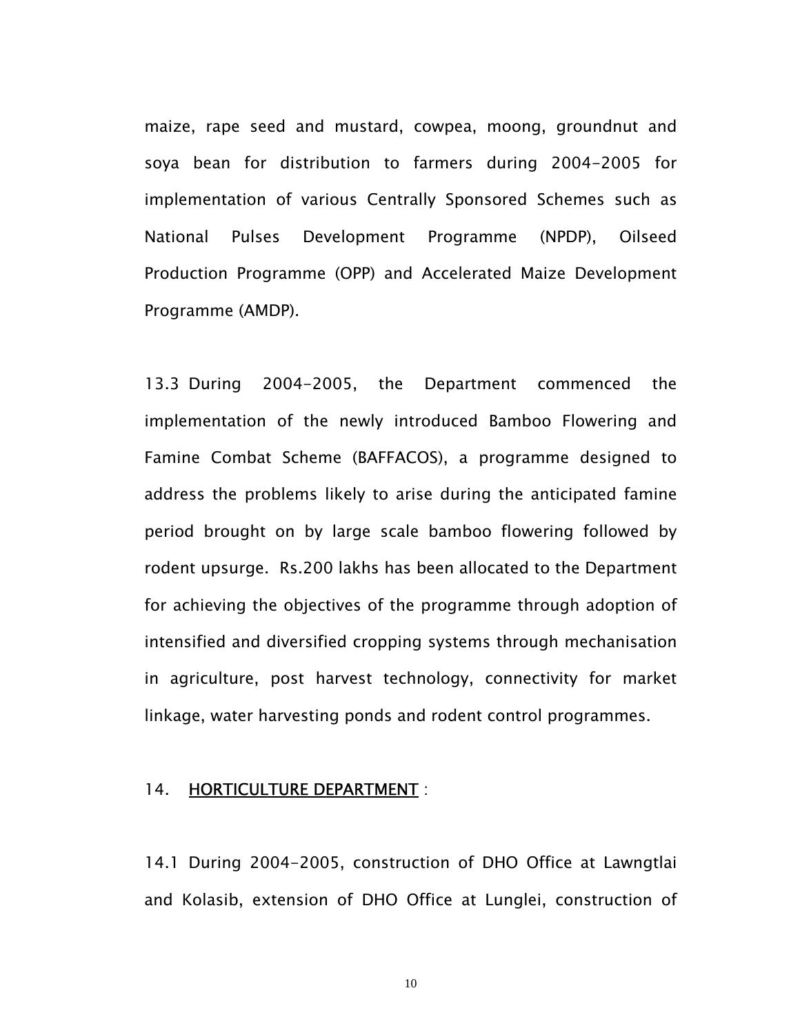maize, rape seed and mustard, cowpea, moong, groundnut and soya bean for distribution to farmers during 2004-2005 for implementation of various Centrally Sponsored Schemes such as National Pulses Development Programme (NPDP), Oilseed Production Programme (OPP) and Accelerated Maize Development Programme (AMDP).

13.3 During 2004-2005, the Department commenced the implementation of the newly introduced Bamboo Flowering and Famine Combat Scheme (BAFFACOS), a programme designed to address the problems likely to arise during the anticipated famine period brought on by large scale bamboo flowering followed by rodent upsurge. Rs.200 lakhs has been allocated to the Department for achieving the objectives of the programme through adoption of intensified and diversified cropping systems through mechanisation in agriculture, post harvest technology, connectivity for market linkage, water harvesting ponds and rodent control programmes.

## 14. HORTICULTURE DEPARTMENT :

14.1 During 2004-2005, construction of DHO Office at Lawngtlai and Kolasib, extension of DHO Office at Lunglei, construction of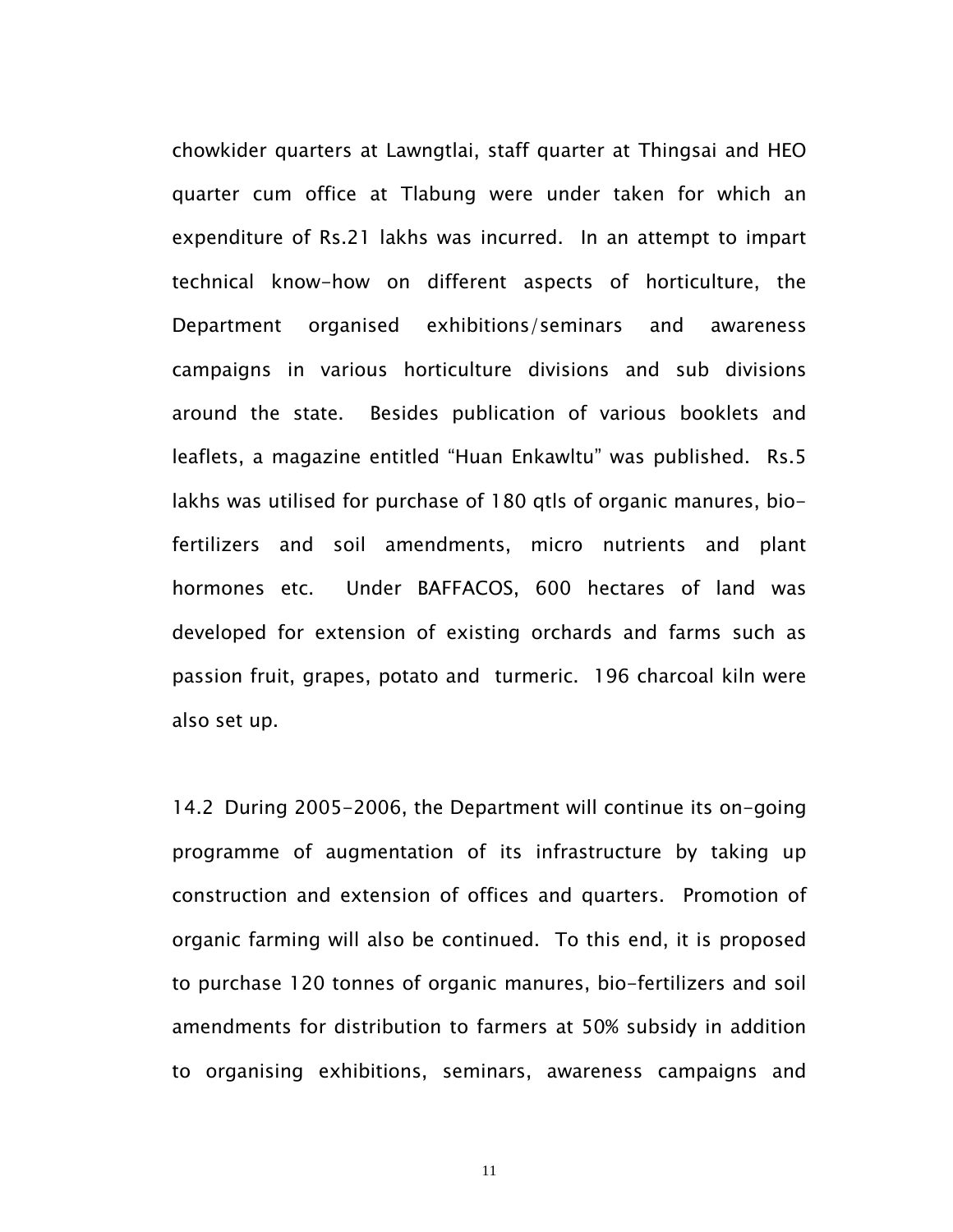chowkider quarters at Lawngtlai, staff quarter at Thingsai and HEO quarter cum office at Tlabung were under taken for which an expenditure of Rs.21 lakhs was incurred. In an attempt to impart technical know-how on different aspects of horticulture, the Department organised exhibitions/seminars and awareness campaigns in various horticulture divisions and sub divisions around the state. Besides publication of various booklets and leaflets, a magazine entitled "Huan Enkawltu" was published. Rs.5 lakhs was utilised for purchase of 180 qtls of organic manures, bio-fertilizers and soil amendments, micro nutrients and plant hormones etc. Under BAFFACOS, 600 hectares of land was developed for extension of existing orchards and farms such as passion fruit, grapes, potato and turmeric. 196 charcoal kiln were also set up.

14.2 During 2005-2006, the Department will continue its on-going programme of augmentation of its infrastructure by taking up construction and extension of offices and quarters. Promotion of organic farming will also be continued. To this end, it is proposed to purchase 120 tonnes of organic manures, bio-fertilizers and soil amendments for distribution to farmers at 50% subsidy in addition to organising exhibitions, seminars, awareness campaigns and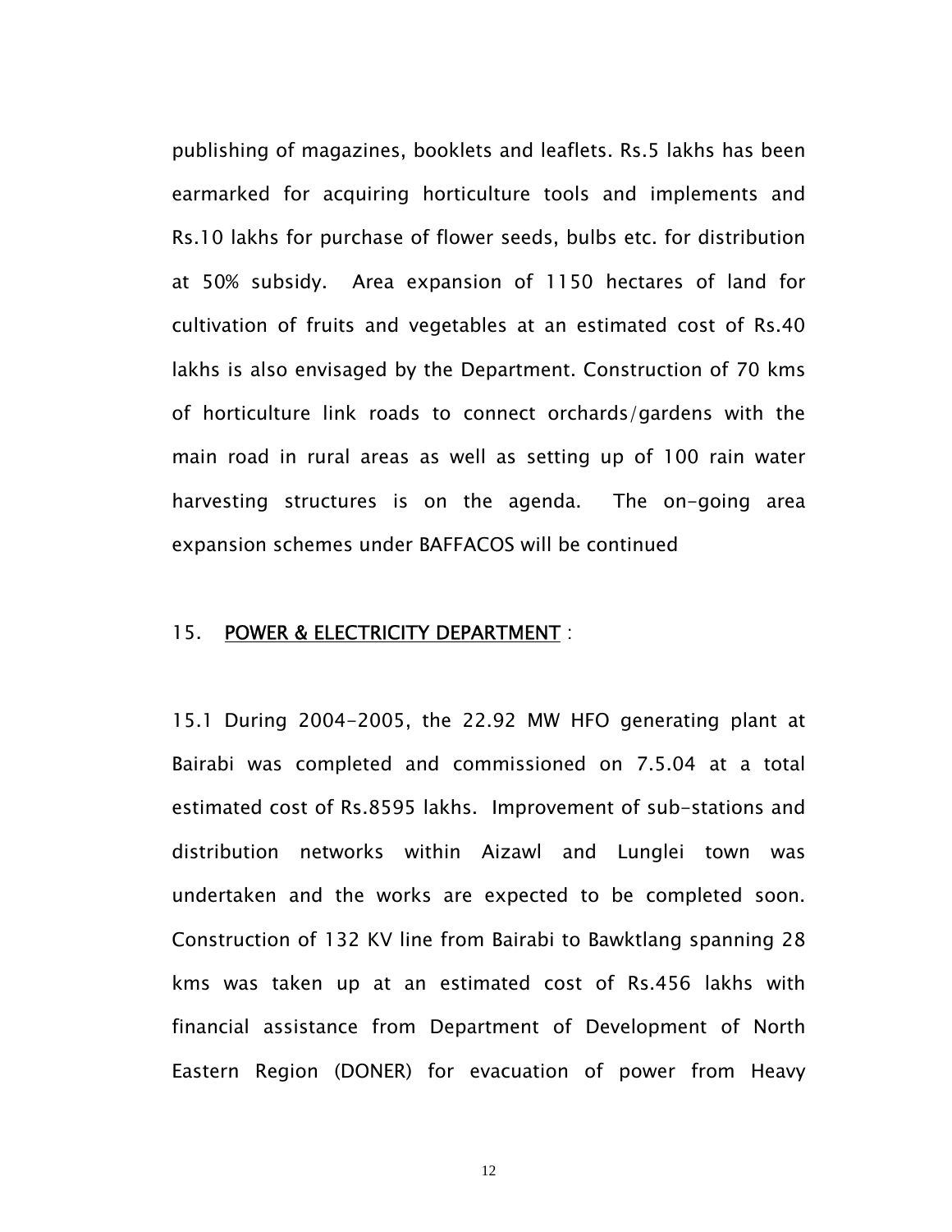publishing of magazines, booklets and leaflets. Rs.5 lakhs has been earmarked for acquiring horticulture tools and implements and Rs.10 lakhs for purchase of flower seeds, bulbs etc. for distribution at 50% subsidy. Area expansion of 1150 hectares of land for cultivation of fruits and vegetables at an estimated cost of Rs.40 lakhs is also envisaged by the Department. Construction of 70 kms of horticulture link roads to connect orchards/gardens with the main road in rural areas as well as setting up of 100 rain water harvesting structures is on the agenda. The on-going area expansion schemes under BAFFACOS will be continued

## 15. POWER & ELECTRICITY DEPARTMENT :

15.1 During 2004-2005, the 22.92 MW HFO generating plant at Bairabi was completed and commissioned on 7.5.04 at a total estimated cost of Rs.8595 lakhs. Improvement of sub-stations and distribution networks within Aizawl and Lunglei town was undertaken and the works are expected to be completed soon. Construction of 132 KV line from Bairabi to Bawktlang spanning 28 kms was taken up at an estimated cost of Rs.456 lakhs with financial assistance from Department of Development of North Eastern Region (DONER) for evacuation of power from Heavy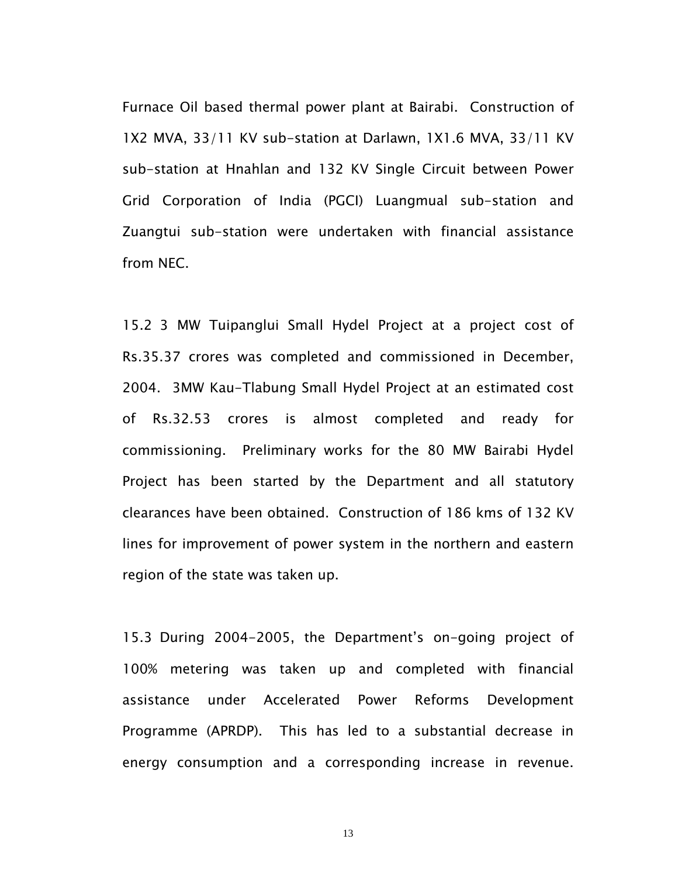Furnace Oil based thermal power plant at Bairabi. Construction of 1X2 MVA, 33/11 KV sub-station at Darlawn, 1X1.6 MVA, 33/11 KV sub-station at Hnahlan and 132 KV Single Circuit between Power Grid Corporation of India (PGCI) Luangmual sub-station and Zuangtui sub-station were undertaken with financial assistance from NEC.

15.2 3 MW Tuipanglui Small Hydel Project at a project cost of Rs.35.37 crores was completed and commissioned in December, 2004. 3MW Kau-Tlabung Small Hydel Project at an estimated cost of Rs.32.53 crores is almost completed and ready for commissioning. Preliminary works for the 80 MW Bairabi Hydel Project has been started by the Department and all statutory clearances have been obtained. Construction of 186 kms of 132 KV lines for improvement of power system in the northern and eastern region of the state was taken up.

15.3 During 2004-2005, the Department's on-going project of 100% metering was taken up and completed with financial assistance under Accelerated Power Reforms Development Programme (APRDP). This has led to a substantial decrease in energy consumption and a corresponding increase in revenue.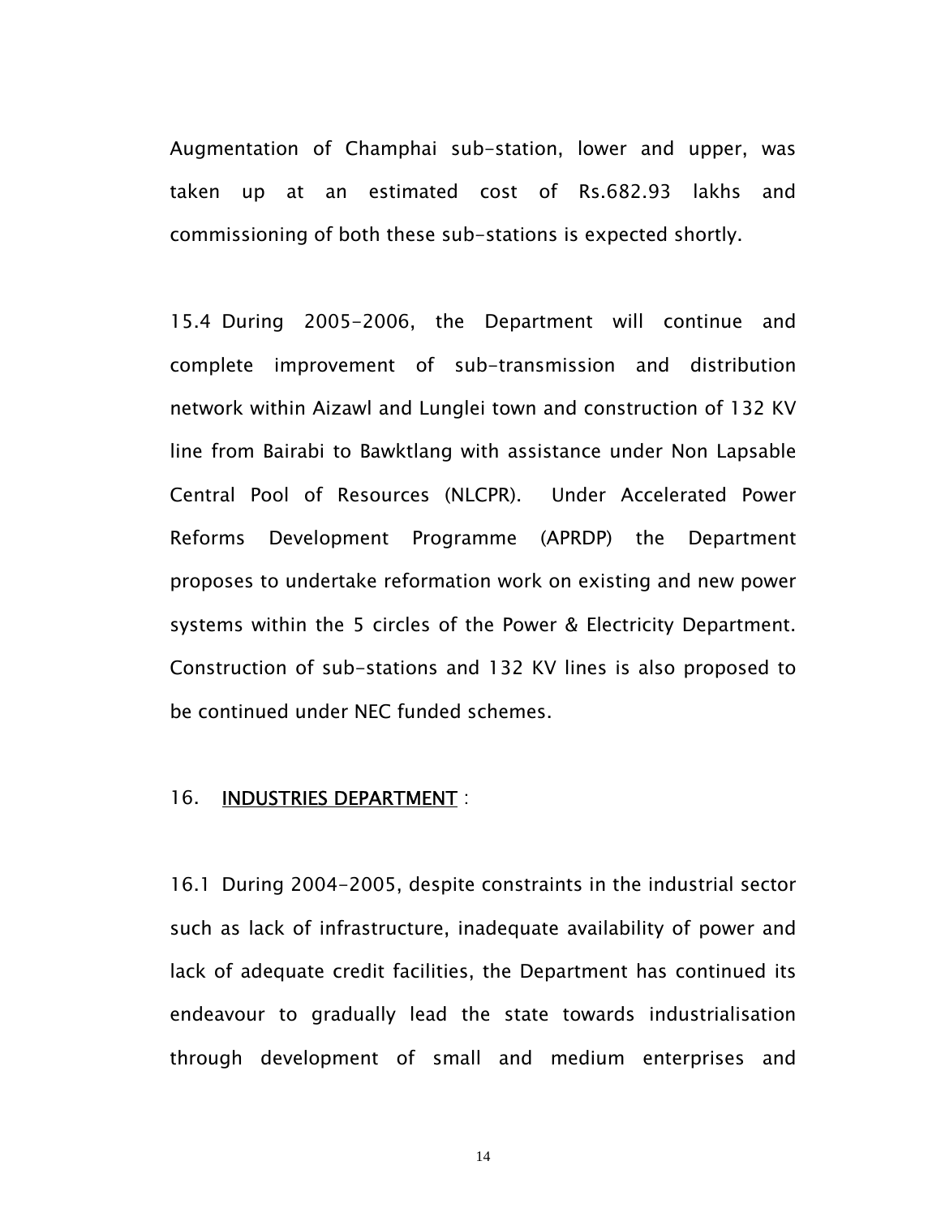Augmentation of Champhai sub-station, lower and upper, was taken up at an estimated cost of Rs.682.93 lakhs and commissioning of both these sub-stations is expected shortly.

15.4 During 2005-2006, the Department will continue and complete improvement of sub-transmission and distribution network within Aizawl and Lunglei town and construction of 132 KV line from Bairabi to Bawktlang with assistance under Non Lapsable Central Pool of Resources (NLCPR). Under Accelerated Power Reforms Development Programme (APRDP) the Department proposes to undertake reformation work on existing and new power systems within the 5 circles of the Power & Electricity Department. Construction of sub-stations and 132 KV lines is also proposed to be continued under NEC funded schemes.

## 16. INDUSTRIES DEPARTMENT :

16.1 During 2004-2005, despite constraints in the industrial sector such as lack of infrastructure, inadequate availability of power and lack of adequate credit facilities, the Department has continued its endeavour to gradually lead the state towards industrialisation through development of small and medium enterprises and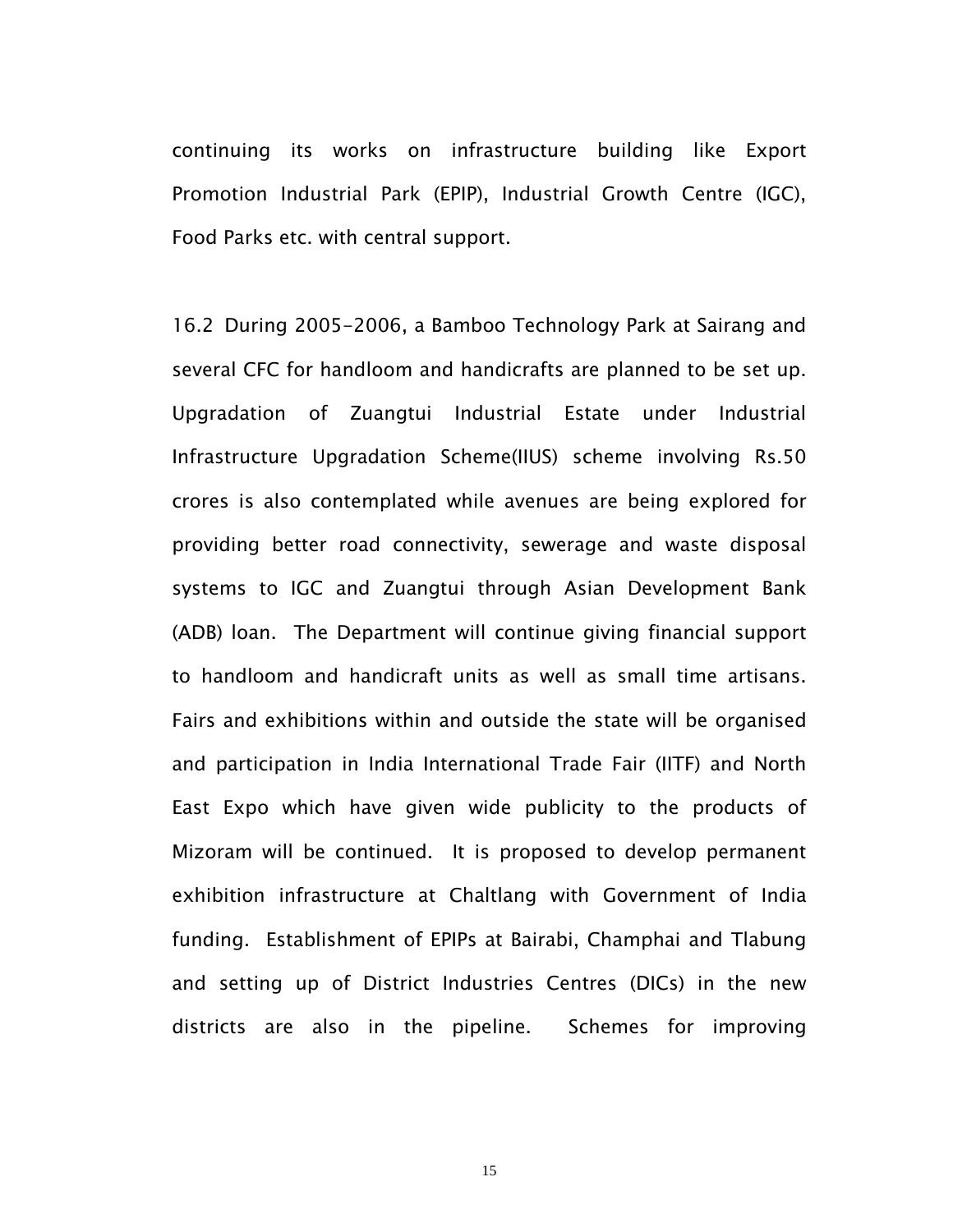continuing its works on infrastructure building like Export Promotion Industrial Park (EPIP), Industrial Growth Centre (IGC), Food Parks etc. with central support.

16.2 During 2005-2006, a Bamboo Technology Park at Sairang and several CFC for handloom and handicrafts are planned to be set up. Upgradation of Zuangtui Industrial Estate under Industrial Infrastructure Upgradation Scheme(IIUS) scheme involving Rs.50 crores is also contemplated while avenues are being explored for providing better road connectivity, sewerage and waste disposal systems to IGC and Zuangtui through Asian Development Bank (ADB) loan. The Department will continue giving financial support to handloom and handicraft units as well as small time artisans. Fairs and exhibitions within and outside the state will be organised and participation in India International Trade Fair (IITF) and North East Expo which have given wide publicity to the products of Mizoram will be continued. It is proposed to develop permanent exhibition infrastructure at Chaltlang with Government of India funding. Establishment of EPIPs at Bairabi, Champhai and Tlabung and setting up of District Industries Centres (DICs) in the new districts are also in the pipeline. Schemes for improving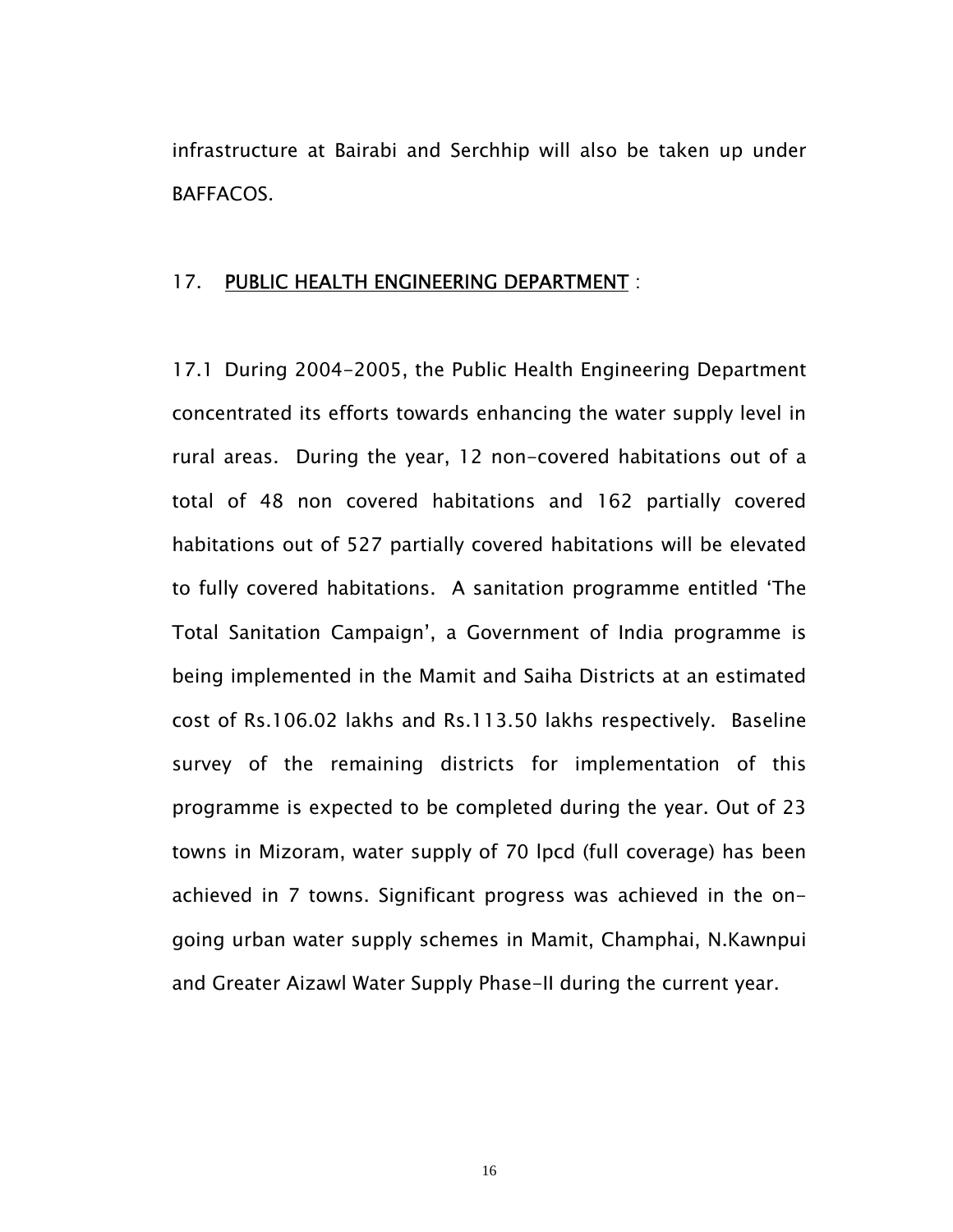infrastructure at Bairabi and Serchhip will also be taken up under BAFFACOS.

## 17. PUBLIC HEALTH ENGINEERING DEPARTMENT :

17.1 During 2004-2005, the Public Health Engineering Department concentrated its efforts towards enhancing the water supply level in rural areas. During the year, 12 non-covered habitations out of a total of 48 non covered habitations and 162 partially covered habitations out of 527 partially covered habitations will be elevated to fully covered habitations. A sanitation programme entitled 'The Total Sanitation Campaign', a Government of India programme is being implemented in the Mamit and Saiha Districts at an estimated cost of Rs.106.02 lakhs and Rs.113.50 lakhs respectively. Baseline survey of the remaining districts for implementation of this programme is expected to be completed during the year. Out of 23 towns in Mizoram, water supply of 70 lpcd (full coverage) has been achieved in 7 towns. Significant progress was achieved in the on-going urban water supply schemes in Mamit, Champhai, N.Kawnpui and Greater Aizawl Water Supply Phase-II during the current year.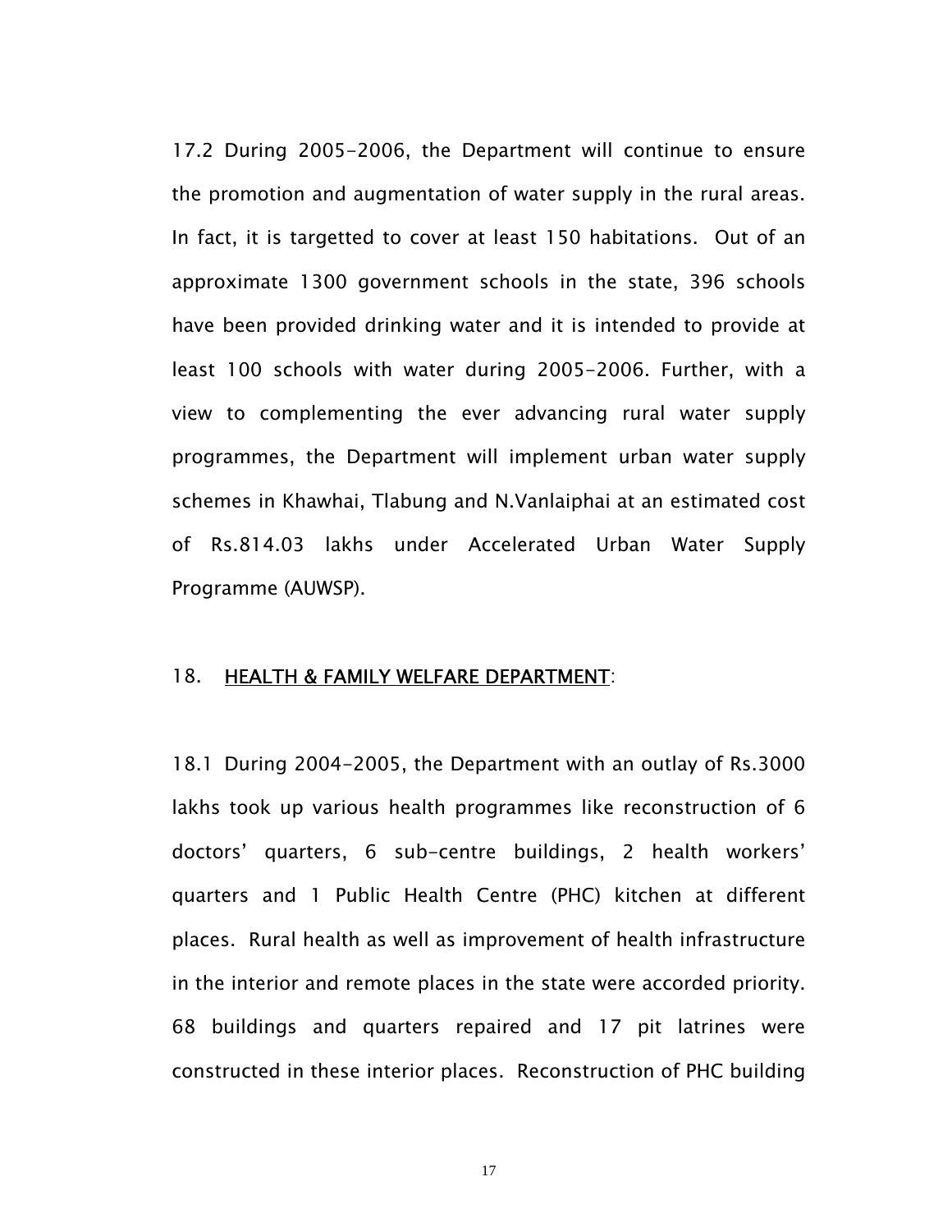17.2 During 2005-2006, the Department will continue to ensure the promotion and augmentation of water supply in the rural areas. In fact, it is targetted to cover at least 150 habitations. Out of an approximate 1300 government schools in the state, 396 schools have been provided drinking water and it is intended to provide at least 100 schools with water during 2005-2006. Further, with a view to complementing the ever advancing rural water supply programmes, the Department will implement urban water supply schemes in Khawhai, Tlabung and N.Vanlaiphai at an estimated cost of Rs.814.03 lakhs under Accelerated Urban Water Supply Programme (AUWSP).

## 18. <u>HEALTH & FAMILY WELFARE DEPARTMENT</u>:

18.1 During 2004-2005, the Department with an outlay of Rs.3000 lakhs took up various health programmes like reconstruction of 6 doctors' quarters, 6 sub-centre buildings, 2 health workers' quarters and 1 Public Health Centre (PHC) kitchen at different places. Rural health as well as improvement of health infrastructure in the interior and remote places in the state were accorded priority. 68 buildings and quarters repaired and 17 pit latrines were constructed in these interior places. Reconstruction of PHC building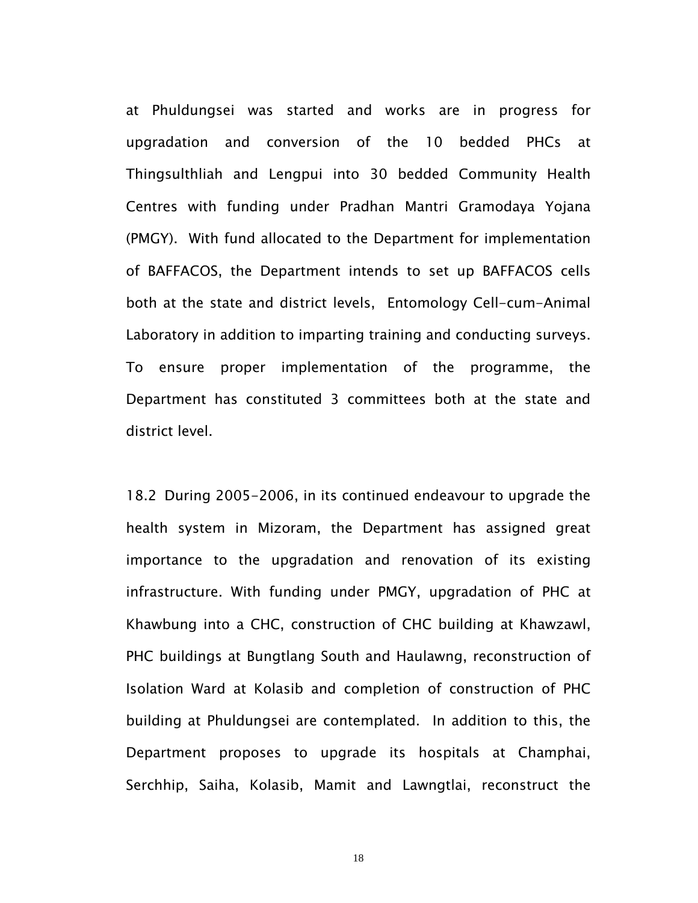at Phuldungsei was started and works are in progress for upgradation and conversion of the 10 bedded PHCs at Thingsulthliah and Lengpui into 30 bedded Community Health Centres with funding under Pradhan Mantri Gramodaya Yojana (PMGY). With fund allocated to the Department for implementation of BAFFACOS, the Department intends to set up BAFFACOS cells both at the state and district levels, Entomology Cell-cum-Animal Laboratory in addition to imparting training and conducting surveys. To ensure proper implementation of the programme, the Department has constituted 3 committees both at the state and district level.

18.2 During 2005-2006, in its continued endeavour to upgrade the health system in Mizoram, the Department has assigned great importance to the upgradation and renovation of its existing infrastructure. With funding under PMGY, upgradation of PHC at Khawbung into a CHC, construction of CHC building at Khawzawl, PHC buildings at Bungtlang South and Haulawng, reconstruction of Isolation Ward at Kolasib and completion of construction of PHC building at Phuldungsei are contemplated. In addition to this, the Department proposes to upgrade its hospitals at Champhai, Serchhip, Saiha, Kolasib, Mamit and Lawngtlai, reconstruct the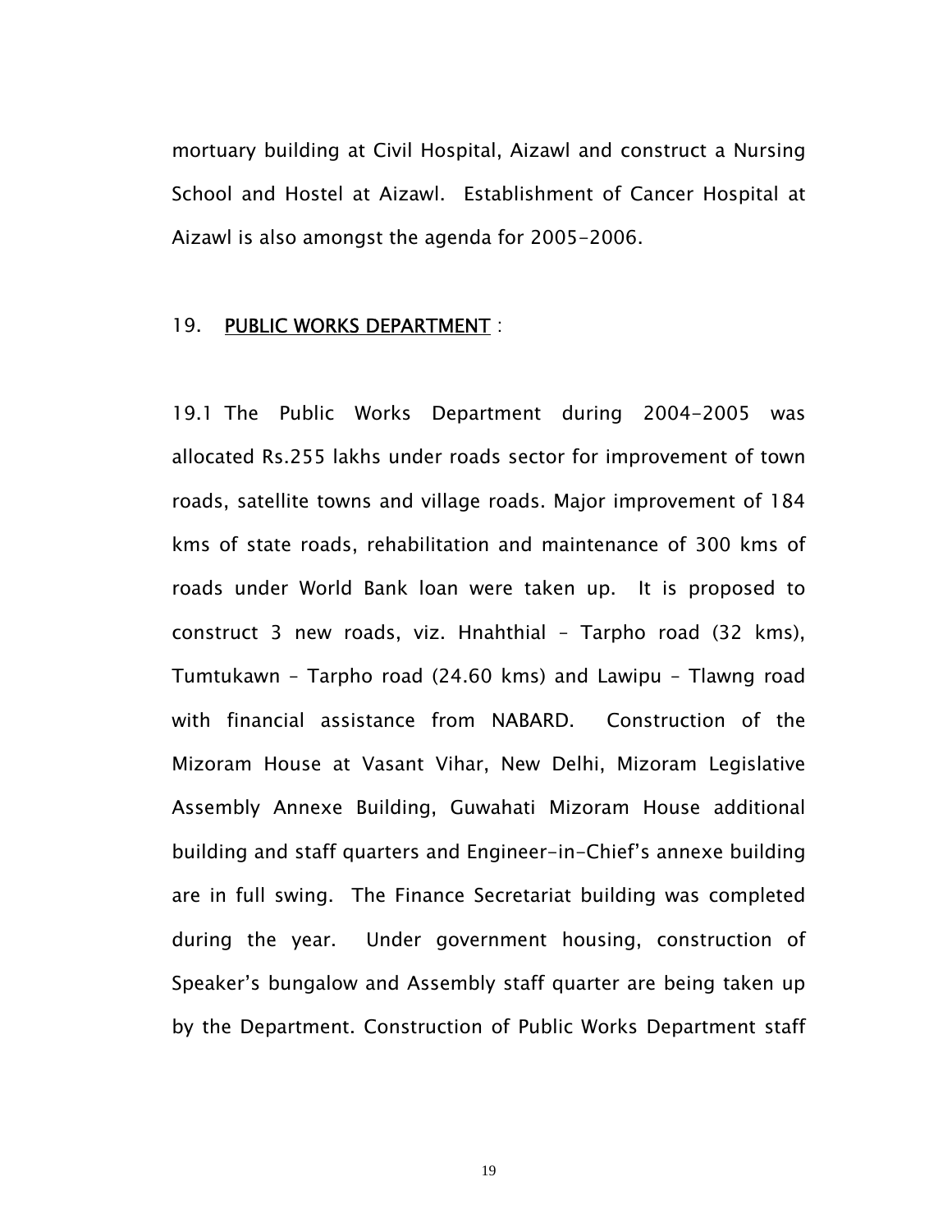mortuary building at Civil Hospital, Aizawl and construct a Nursing School and Hostel at Aizawl. Establishment of Cancer Hospital at Aizawl is also amongst the agenda for 2005-2006.

## 19. PUBLIC WORKS DEPARTMENT :

19.1 The Public Works Department during 2004-2005 was allocated Rs.255 lakhs under roads sector for improvement of town roads, satellite towns and village roads. Major improvement of 184 kms of state roads, rehabilitation and maintenance of 300 kms of roads under World Bank loan were taken up. It is proposed to construct 3 new roads, viz. Hnahthial – Tarpho road (32 kms), Tumtukawn – Tarpho road (24.60 kms) and Lawipu – Tlawng road with financial assistance from NABARD. Construction of the Mizoram House at Vasant Vihar, New Delhi, Mizoram Legislative Assembly Annexe Building, Guwahati Mizoram House additional building and staff quarters and Engineer-in-Chief's annexe building are in full swing. The Finance Secretariat building was completed during the year. Under government housing, construction of Speaker's bungalow and Assembly staff quarter are being taken up by the Department. Construction of Public Works Department staff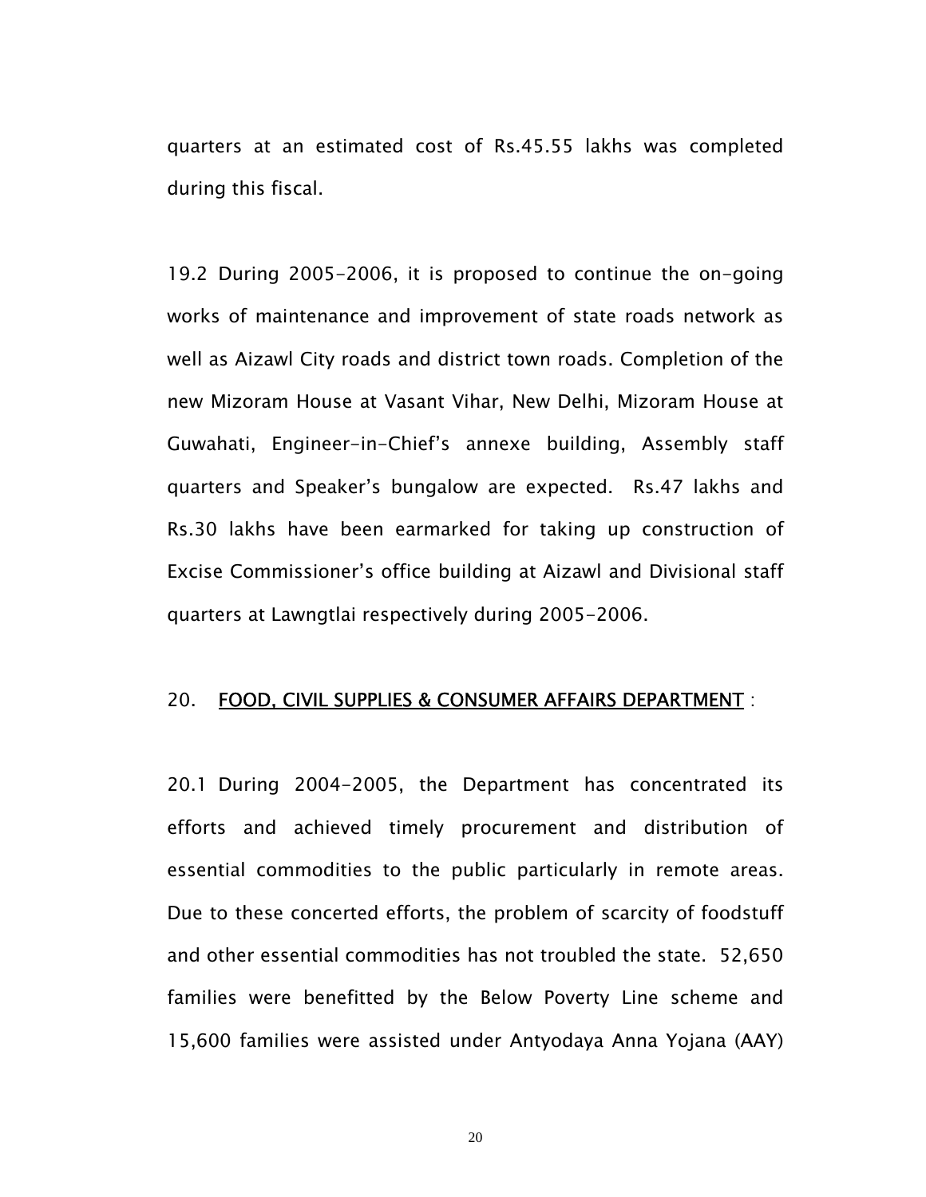quarters at an estimated cost of Rs.45.55 lakhs was completed during this fiscal.

19.2 During 2005-2006, it is proposed to continue the on-going works of maintenance and improvement of state roads network as well as Aizawl City roads and district town roads. Completion of the new Mizoram House at Vasant Vihar, New Delhi, Mizoram House at Guwahati, Engineer-in-Chief's annexe building, Assembly staff quarters and Speaker's bungalow are expected. Rs.47 lakhs and Rs.30 lakhs have been earmarked for taking up construction of Excise Commissioner's office building at Aizawl and Divisional staff quarters at Lawngtlai respectively during 2005-2006.

## 20. FOOD, CIVIL SUPPLIES & CONSUMER AFFAIRS DEPARTMENT :

20.1 During 2004-2005, the Department has concentrated its efforts and achieved timely procurement and distribution of essential commodities to the public particularly in remote areas. Due to these concerted efforts, the problem of scarcity of foodstuff and other essential commodities has not troubled the state. 52,650 families were benefitted by the Below Poverty Line scheme and 15,600 families were assisted under Antyodaya Anna Yojana (AAY)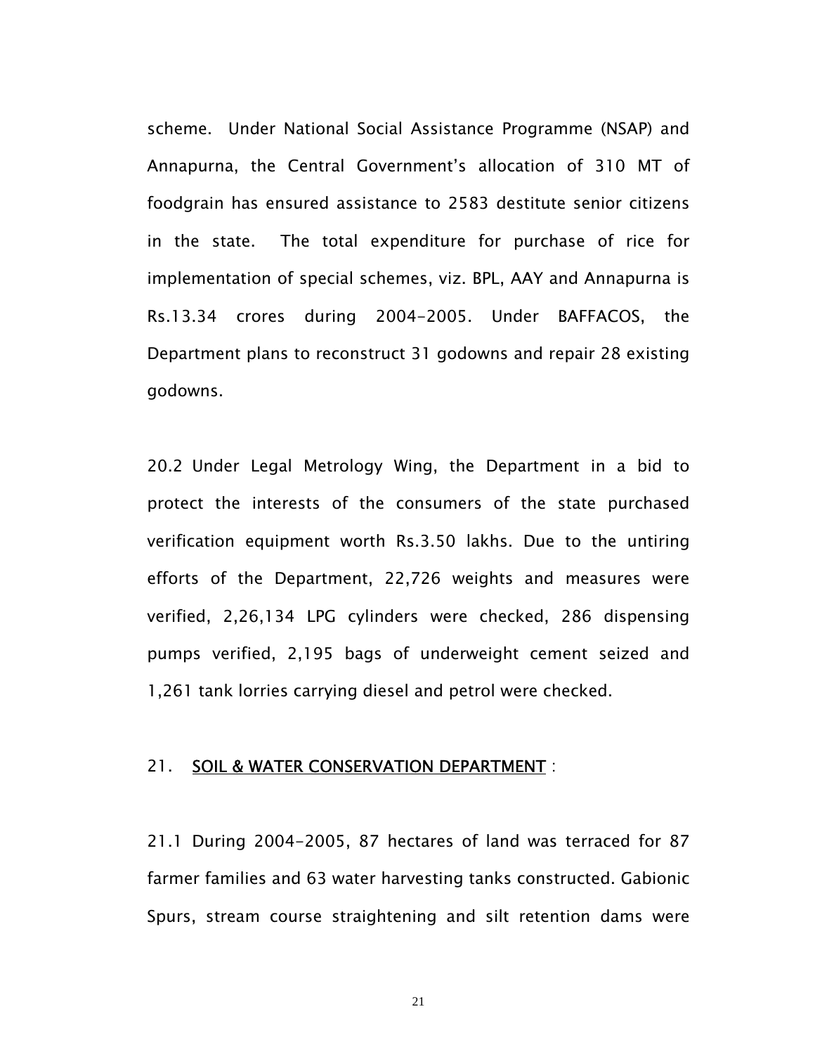scheme. Under National Social Assistance Programme (NSAP) and Annapurna, the Central Government's allocation of 310 MT of foodgrain has ensured assistance to 2583 destitute senior citizens in the state. The total expenditure for purchase of rice for implementation of special schemes, viz. BPL, AAY and Annapurna is Rs.13.34 crores during 2004-2005. Under BAFFACOS, the Department plans to reconstruct 31 godowns and repair 28 existing godowns.

20.2 Under Legal Metrology Wing, the Department in a bid to protect the interests of the consumers of the state purchased verification equipment worth Rs.3.50 lakhs. Due to the untiring efforts of the Department, 22,726 weights and measures were verified, 2,26,134 LPG cylinders were checked, 286 dispensing pumps verified, 2,195 bags of underweight cement seized and 1,261 tank lorries carrying diesel and petrol were checked.

## 21. SOIL & WATER CONSERVATION DEPARTMENT :

21.1 During 2004-2005, 87 hectares of land was terraced for 87 farmer families and 63 water harvesting tanks constructed. Gabionic Spurs, stream course straightening and silt retention dams were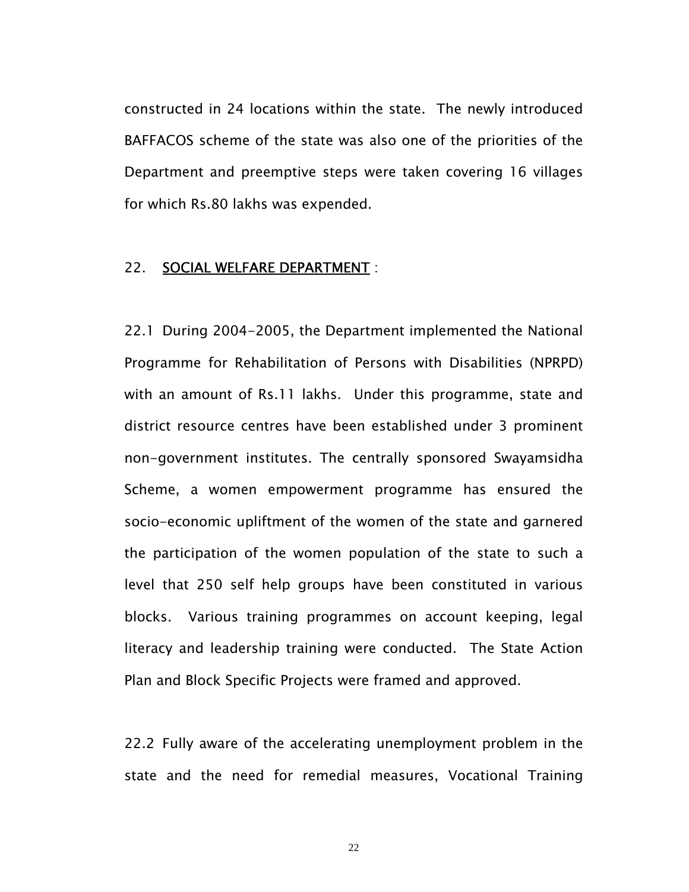constructed in 24 locations within the state. The newly introduced BAFFACOS scheme of the state was also one of the priorities of the Department and preemptive steps were taken covering 16 villages for which Rs.80 lakhs was expended.

## 22. SOCIAL WELFARE DEPARTMENT :

22.1 During 2004-2005, the Department implemented the National Programme for Rehabilitation of Persons with Disabilities (NPRPD) with an amount of Rs.11 lakhs. Under this programme, state and district resource centres have been established under 3 prominent non-government institutes. The centrally sponsored Swayamsidha Scheme, a women empowerment programme has ensured the socio-economic upliftment of the women of the state and garnered the participation of the women population of the state to such a level that 250 self help groups have been constituted in various blocks. Various training programmes on account keeping, legal literacy and leadership training were conducted. The State Action Plan and Block Specific Projects were framed and approved.

22.2 Fully aware of the accelerating unemployment problem in the state and the need for remedial measures, Vocational Training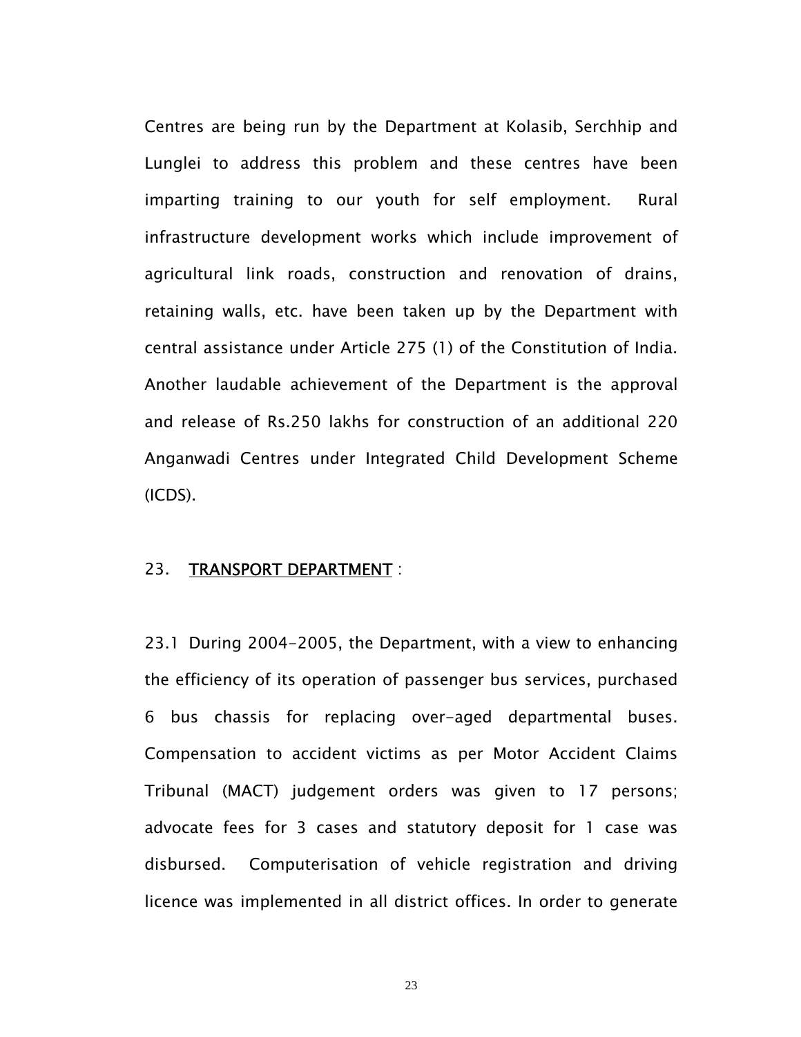Centres are being run by the Department at Kolasib, Serchhip and Lunglei to address this problem and these centres have been imparting training to our youth for self employment. Rural infrastructure development works which include improvement of agricultural link roads, construction and renovation of drains, retaining walls, etc. have been taken up by the Department with central assistance under Article 275 (1) of the Constitution of India. Another laudable achievement of the Department is the approval and release of Rs.250 lakhs for construction of an additional 220 Anganwadi Centres under Integrated Child Development Scheme (ICDS).

## 23. TRANSPORT DEPARTMENT :

23.1 During 2004-2005, the Department, with a view to enhancing the efficiency of its operation of passenger bus services, purchased 6 bus chassis for replacing over-aged departmental buses. Compensation to accident victims as per Motor Accident Claims Tribunal (MACT) judgement orders was given to 17 persons; advocate fees for 3 cases and statutory deposit for 1 case was disbursed. Computerisation of vehicle registration and driving licence was implemented in all district offices. In order to generate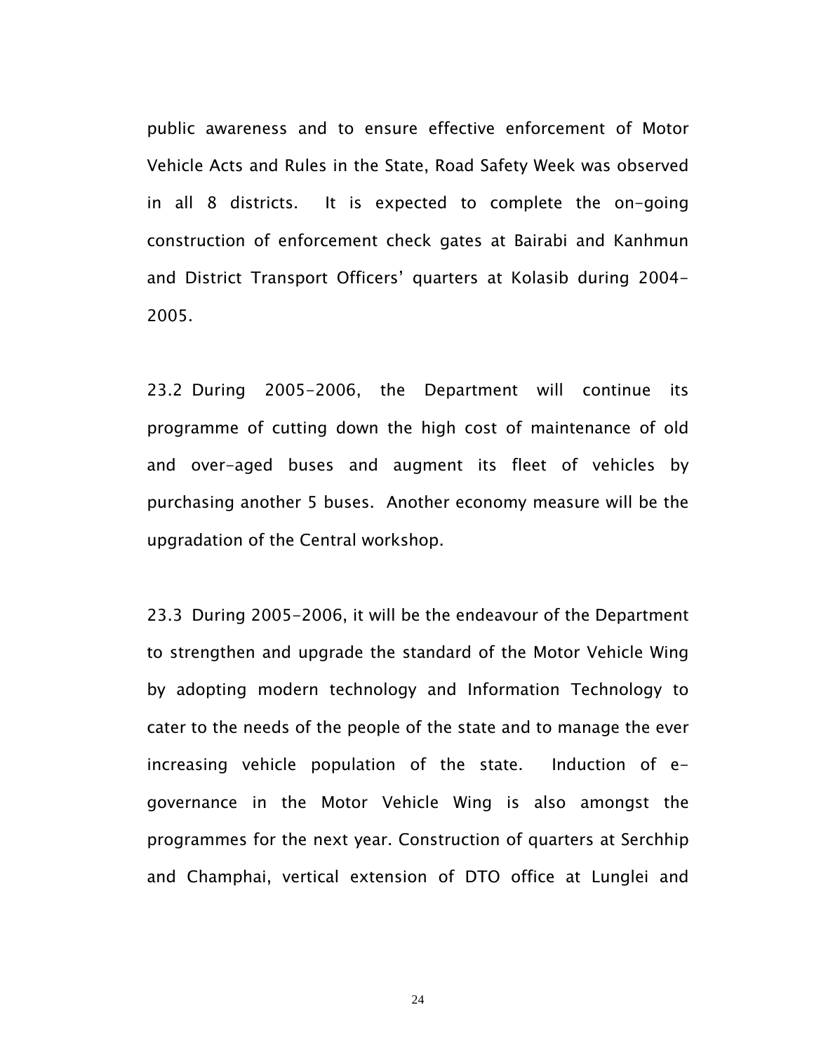public awareness and to ensure effective enforcement of Motor Vehicle Acts and Rules in the State, Road Safety Week was observed in all 8 districts. It is expected to complete the on-going construction of enforcement check gates at Bairabi and Kanhmun and District Transport Officers' quarters at Kolasib during 2004-2005.

23.2 During 2005-2006, the Department will continue its programme of cutting down the high cost of maintenance of old and over-aged buses and augment its fleet of vehicles by purchasing another 5 buses. Another economy measure will be the upgradation of the Central workshop.

23.3 During 2005-2006, it will be the endeavour of the Department to strengthen and upgrade the standard of the Motor Vehicle Wing by adopting modern technology and Information Technology to cater to the needs of the people of the state and to manage the ever increasing vehicle population of the state. Induction of e-governance in the Motor Vehicle Wing is also amongst the programmes for the next year. Construction of quarters at Serchhip and Champhai, vertical extension of DTO office at Lunglei and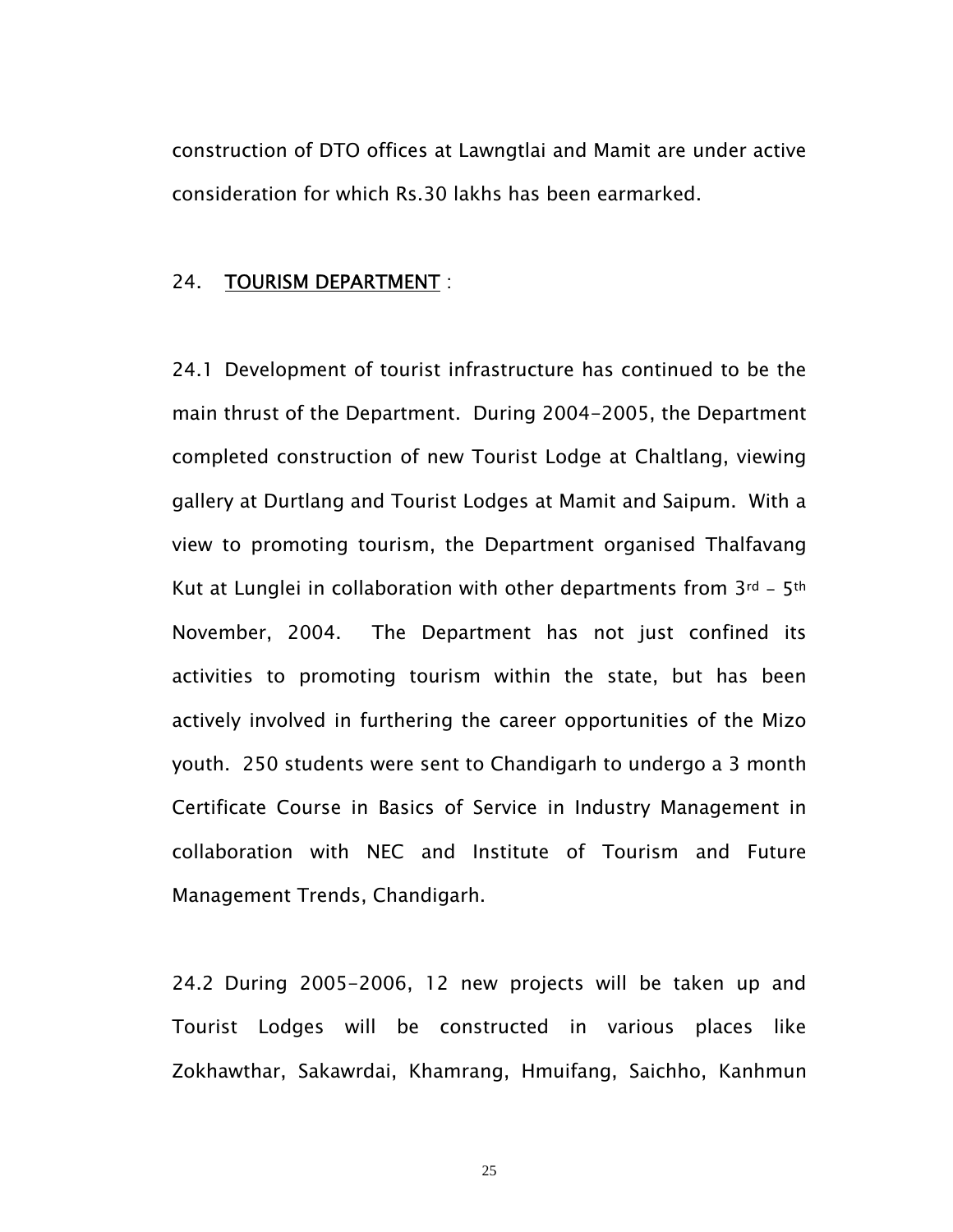construction of DTO offices at Lawngtlai and Mamit are under active consideration for which Rs.30 lakhs has been earmarked.

## 24. <u>TOURISM DEPARTMENT</u> :

24.1 Development of tourist infrastructure has continued to be the main thrust of the Department. During 2004-2005, the Department completed construction of new Tourist Lodge at Chaltlang, viewing gallery at Durtlang and Tourist Lodges at Mamit and Saipum. With a view to promoting tourism, the Department organised Thalfavang Kut at Lunglei in collaboration with other departments from 3rd – 5th November, 2004. The Department has not just confined its activities to promoting tourism within the state, but has been actively involved in furthering the career opportunities of the Mizo youth. 250 students were sent to Chandigarh to undergo a 3 month Certificate Course in Basics of Service in Industry Management in collaboration with NEC and Institute of Tourism and Future Management Trends, Chandigarh.

24.2 During 2005-2006, 12 new projects will be taken up and Tourist Lodges will be constructed in various places like Zokhawthar, Sakawrdai, Khamrang, Hmuifang, Saichho, Kanhmun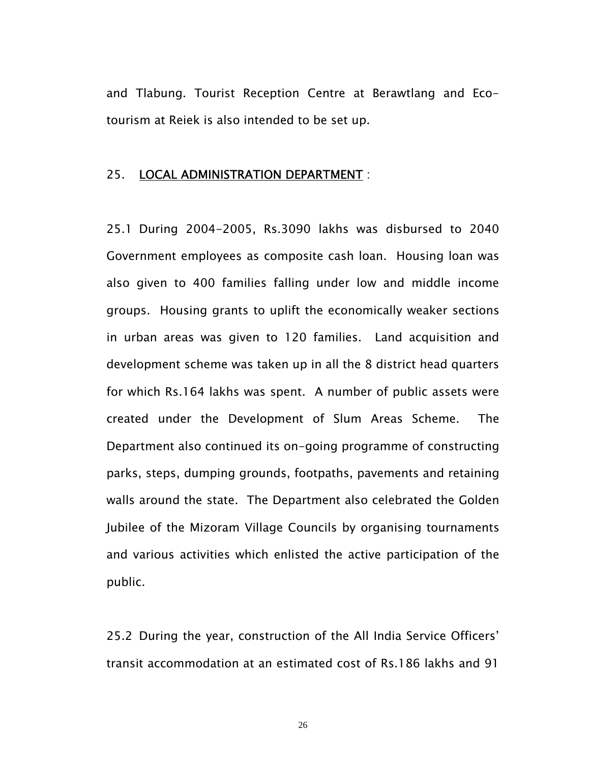and Tlabung. Tourist Reception Centre at Berawtlang and Eco-tourism at Reiek is also intended to be set up.

## 25. LOCAL ADMINISTRATION DEPARTMENT :

25.1 During 2004-2005, Rs.3090 lakhs was disbursed to 2040 Government employees as composite cash loan. Housing loan was also given to 400 families falling under low and middle income groups. Housing grants to uplift the economically weaker sections in urban areas was given to 120 families. Land acquisition and development scheme was taken up in all the 8 district head quarters for which Rs.164 lakhs was spent. A number of public assets were created under the Development of Slum Areas Scheme. The Department also continued its on-going programme of constructing parks, steps, dumping grounds, footpaths, pavements and retaining walls around the state. The Department also celebrated the Golden Jubilee of the Mizoram Village Councils by organising tournaments and various activities which enlisted the active participation of the public.

25.2 During the year, construction of the All India Service Officers' transit accommodation at an estimated cost of Rs.186 lakhs and 91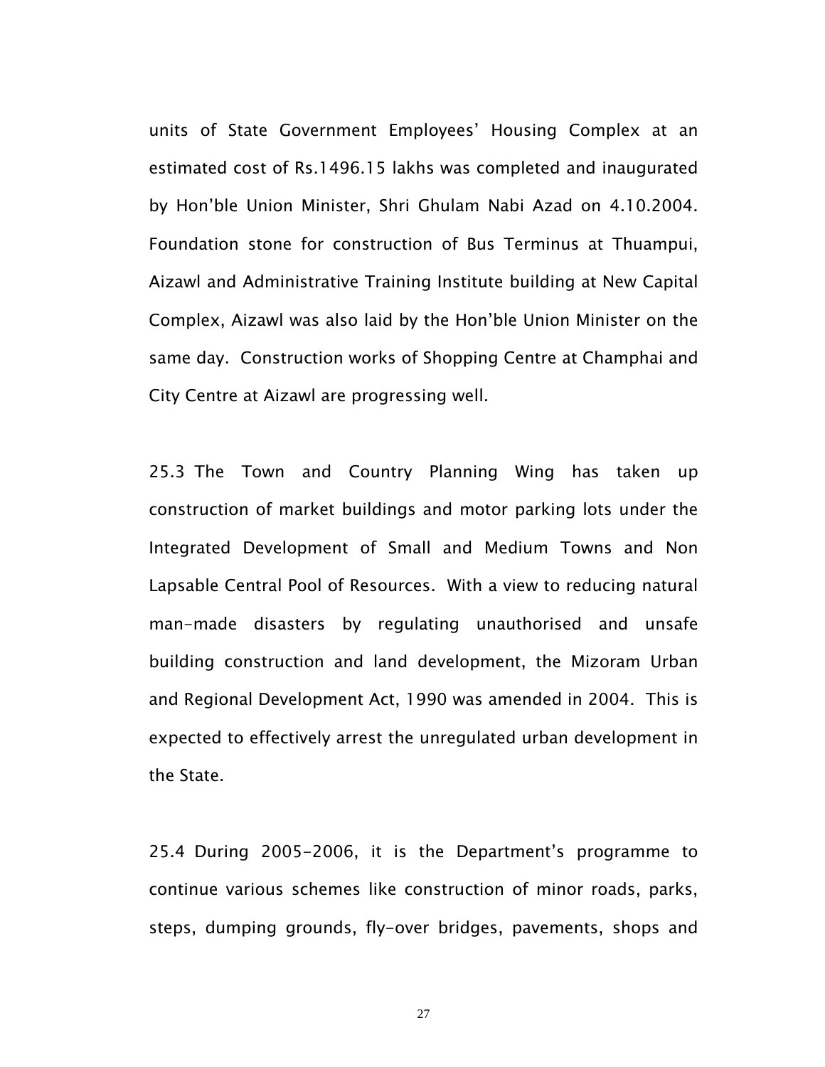units of State Government Employees' Housing Complex at an estimated cost of Rs.1496.15 lakhs was completed and inaugurated by Hon'ble Union Minister, Shri Ghulam Nabi Azad on 4.10.2004. Foundation stone for construction of Bus Terminus at Thuampui, Aizawl and Administrative Training Institute building at New Capital Complex, Aizawl was also laid by the Hon'ble Union Minister on the same day. Construction works of Shopping Centre at Champhai and City Centre at Aizawl are progressing well.

25.3 The Town and Country Planning Wing has taken up construction of market buildings and motor parking lots under the Integrated Development of Small and Medium Towns and Non Lapsable Central Pool of Resources. With a view to reducing natural man-made disasters by regulating unauthorised and unsafe building construction and land development, the Mizoram Urban and Regional Development Act, 1990 was amended in 2004. This is expected to effectively arrest the unregulated urban development in the State.

25.4 During 2005-2006, it is the Department's programme to continue various schemes like construction of minor roads, parks, steps, dumping grounds, fly-over bridges, pavements, shops and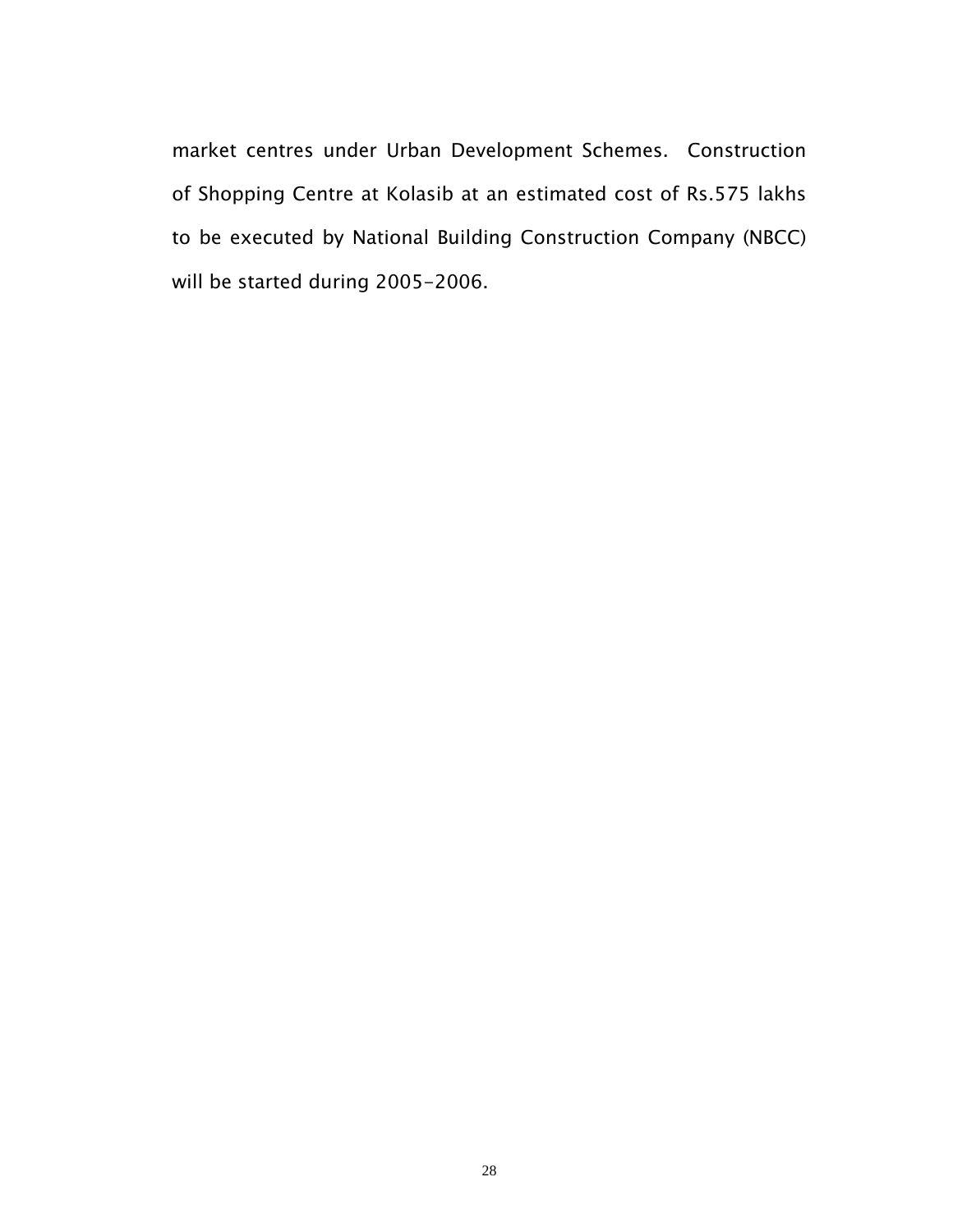market centres under Urban Development Schemes. Construction of Shopping Centre at Kolasib at an estimated cost of Rs.575 lakhs to be executed by National Building Construction Company (NBCC) will be started during 2005-2006.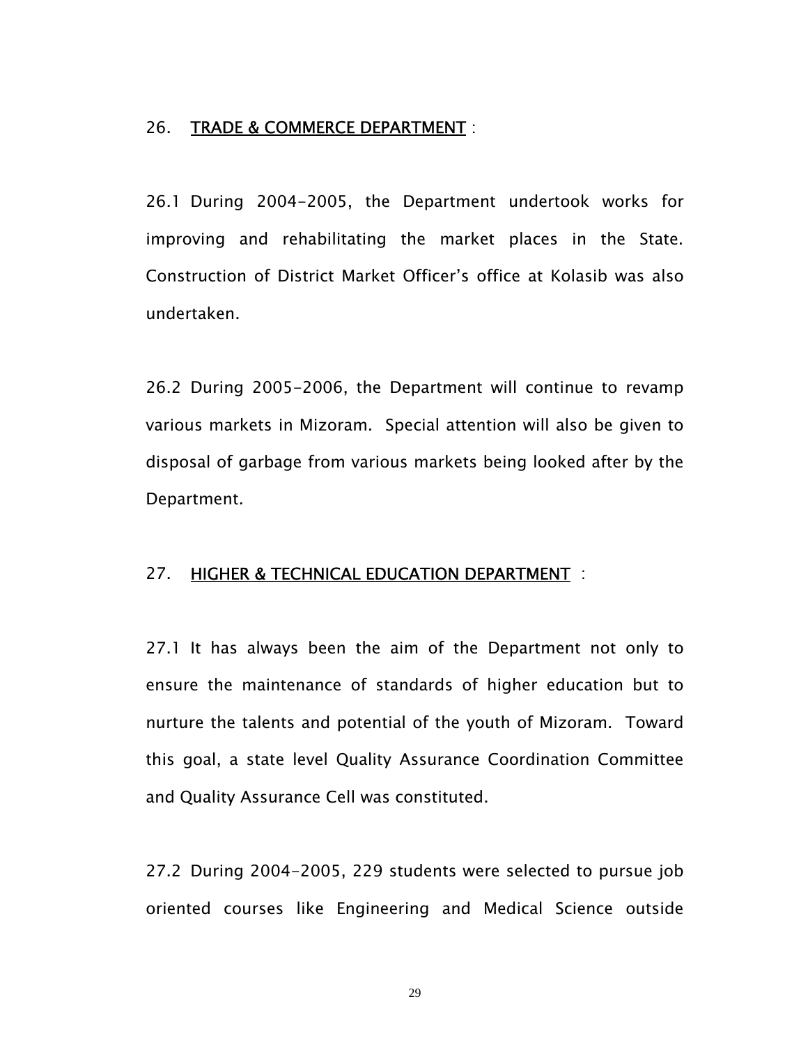## 26. TRADE & COMMERCE DEPARTMENT :

26.1 During 2004-2005, the Department undertook works for improving and rehabilitating the market places in the State. Construction of District Market Officer's office at Kolasib was also undertaken.

26.2 During 2005-2006, the Department will continue to revamp various markets in Mizoram. Special attention will also be given to disposal of garbage from various markets being looked after by the Department.

## 27. HIGHER & TECHNICAL EDUCATION DEPARTMENT :

27.1 It has always been the aim of the Department not only to ensure the maintenance of standards of higher education but to nurture the talents and potential of the youth of Mizoram. Toward this goal, a state level Quality Assurance Coordination Committee and Quality Assurance Cell was constituted.

27.2 During 2004-2005, 229 students were selected to pursue job oriented courses like Engineering and Medical Science outside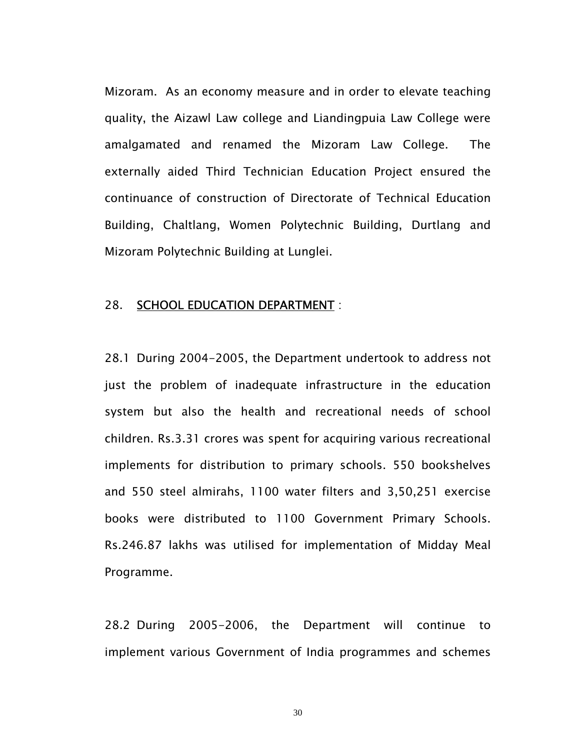Mizoram. As an economy measure and in order to elevate teaching quality, the Aizawl Law college and Liandingpuia Law College were amalgamated and renamed the Mizoram Law College. The externally aided Third Technician Education Project ensured the continuance of construction of Directorate of Technical Education Building, Chaltlang, Women Polytechnic Building, Durtlang and Mizoram Polytechnic Building at Lunglei.

## 28. SCHOOL EDUCATION DEPARTMENT :

28.1 During 2004-2005, the Department undertook to address not just the problem of inadequate infrastructure in the education system but also the health and recreational needs of school children. Rs.3.31 crores was spent for acquiring various recreational implements for distribution to primary schools. 550 bookshelves and 550 steel almirahs, 1100 water filters and 3,50,251 exercise books were distributed to 1100 Government Primary Schools. Rs.246.87 lakhs was utilised for implementation of Midday Meal Programme.

28.2 During 2005-2006, the Department will continue to implement various Government of India programmes and schemes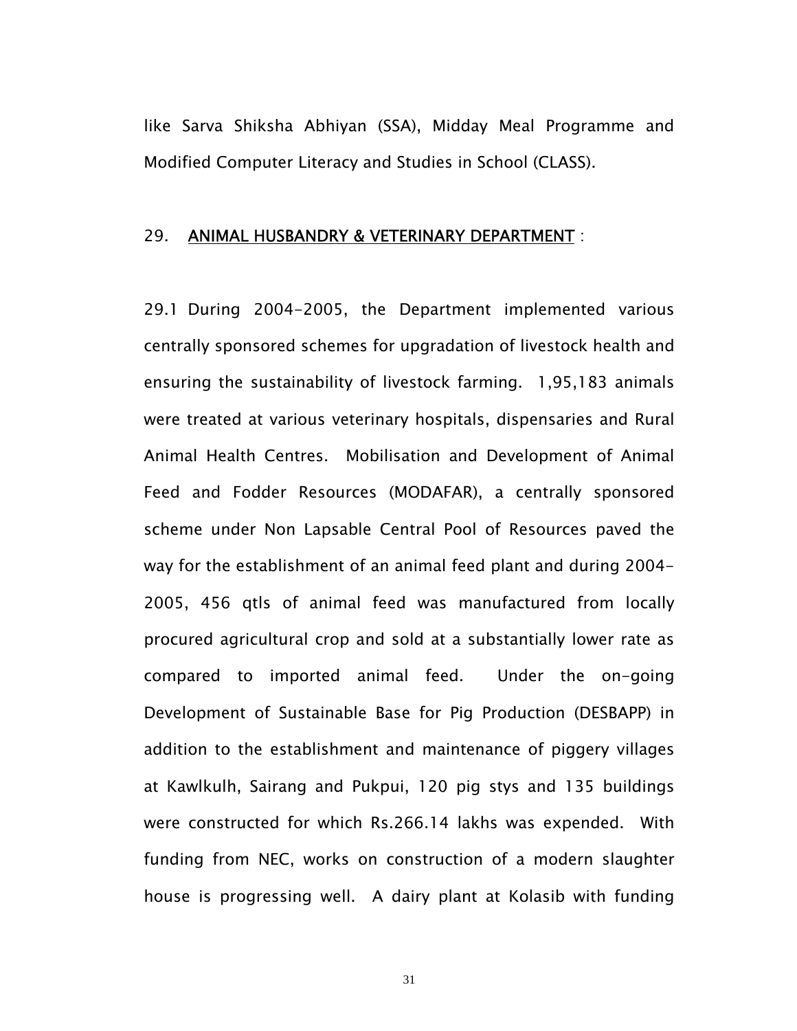like Sarva Shiksha Abhiyan (SSA), Midday Meal Programme and Modified Computer Literacy and Studies in School (CLASS).

## 29. ANIMAL HUSBANDRY & VETERINARY DEPARTMENT :

29.1 During 2004-2005, the Department implemented various centrally sponsored schemes for upgradation of livestock health and ensuring the sustainability of livestock farming. 1,95,183 animals were treated at various veterinary hospitals, dispensaries and Rural Animal Health Centres. Mobilisation and Development of Animal Feed and Fodder Resources (MODAFAR), a centrally sponsored scheme under Non Lapsable Central Pool of Resources paved the way for the establishment of an animal feed plant and during 2004-2005, 456 qtls of animal feed was manufactured from locally procured agricultural crop and sold at a substantially lower rate as compared to imported animal feed. Under the on-going Development of Sustainable Base for Pig Production (DESBAPP) in addition to the establishment and maintenance of piggery villages at Kawlkulh, Sairang and Pukpui, 120 pig stys and 135 buildings were constructed for which Rs.266.14 lakhs was expended. With funding from NEC, works on construction of a modern slaughter house is progressing well. A dairy plant at Kolasib with funding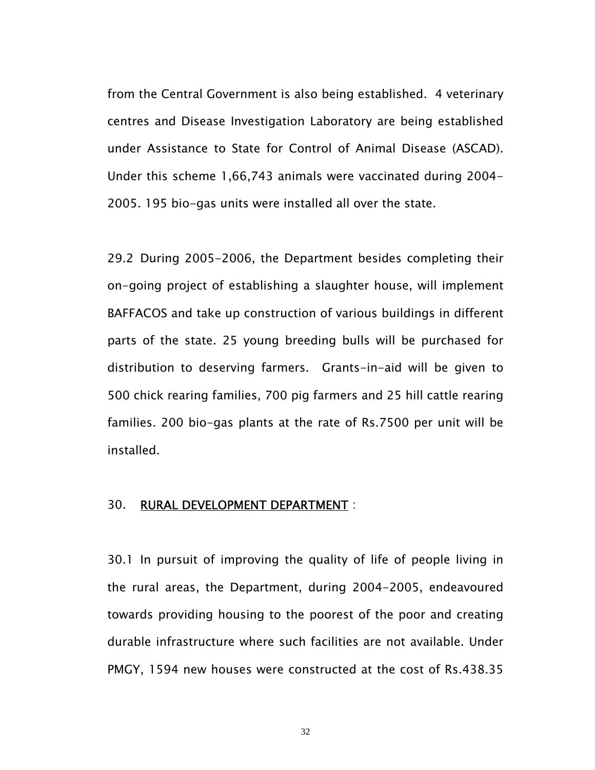from the Central Government is also being established. 4 veterinary centres and Disease Investigation Laboratory are being established under Assistance to State for Control of Animal Disease (ASCAD). Under this scheme 1,66,743 animals were vaccinated during 2004-2005. 195 bio-gas units were installed all over the state.

29.2 During 2005-2006, the Department besides completing their on-going project of establishing a slaughter house, will implement BAFFACOS and take up construction of various buildings in different parts of the state. 25 young breeding bulls will be purchased for distribution to deserving farmers. Grants-in-aid will be given to 500 chick rearing families, 700 pig farmers and 25 hill cattle rearing families. 200 bio-gas plants at the rate of Rs.7500 per unit will be installed.

30. <u>RURAL DEVELOPMENT DEPARTMENT</u> :

30.1 In pursuit of improving the quality of life of people living in the rural areas, the Department, during 2004-2005, endeavoured towards providing housing to the poorest of the poor and creating durable infrastructure where such facilities are not available. Under PMGY, 1594 new houses were constructed at the cost of Rs.438.35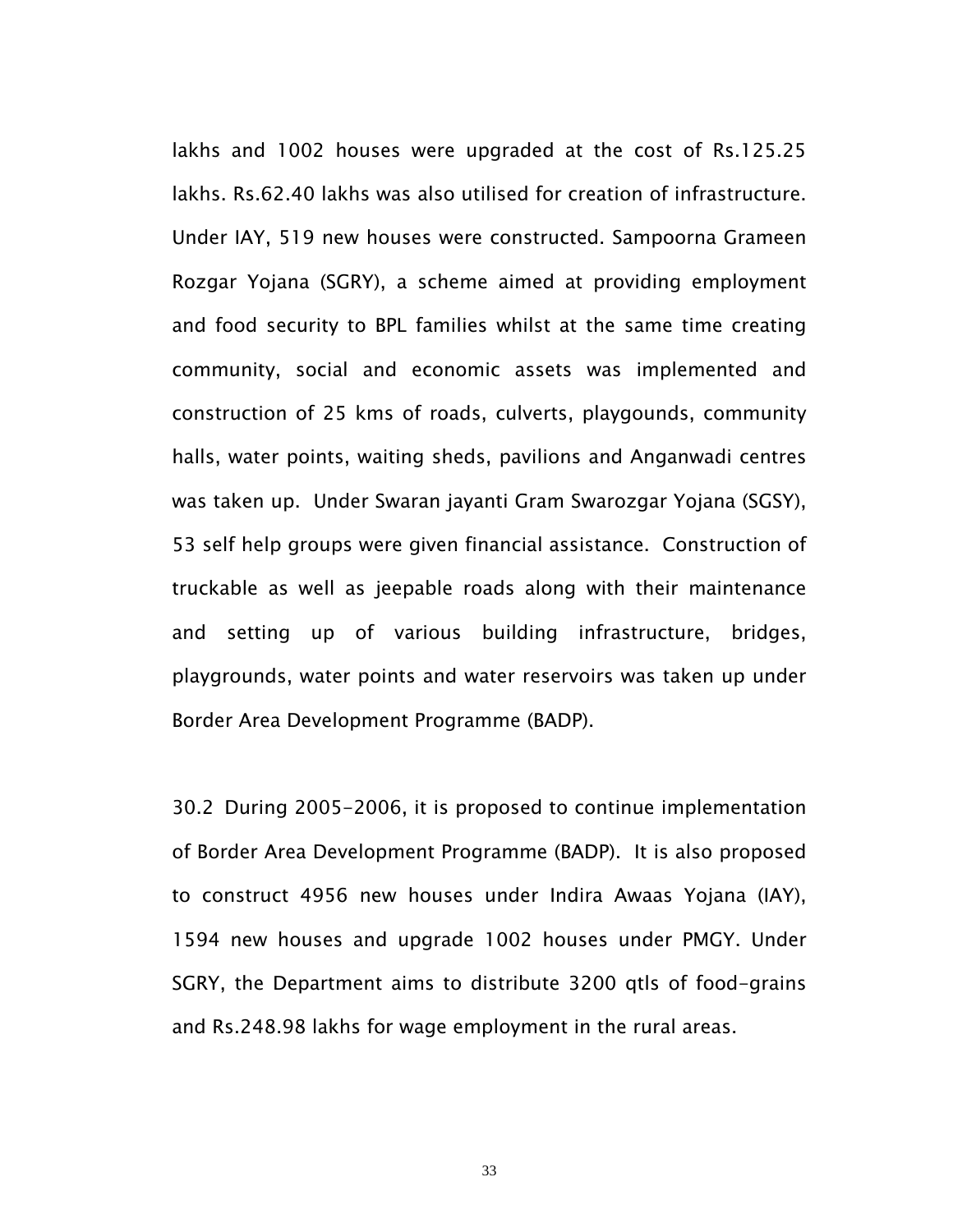lakhs and 1002 houses were upgraded at the cost of Rs.125.25 lakhs. Rs.62.40 lakhs was also utilised for creation of infrastructure. Under IAY, 519 new houses were constructed. Sampoorna Grameen Rozgar Yojana (SGRY), a scheme aimed at providing employment and food security to BPL families whilst at the same time creating community, social and economic assets was implemented and construction of 25 kms of roads, culverts, playgounds, community halls, water points, waiting sheds, pavilions and Anganwadi centres was taken up. Under Swaran jayanti Gram Swarozgar Yojana (SGSY), 53 self help groups were given financial assistance. Construction of truckable as well as jeepable roads along with their maintenance and setting up of various building infrastructure, bridges, playgrounds, water points and water reservoirs was taken up under Border Area Development Programme (BADP).

30.2 During 2005-2006, it is proposed to continue implementation of Border Area Development Programme (BADP). It is also proposed to construct 4956 new houses under Indira Awaas Yojana (IAY), 1594 new houses and upgrade 1002 houses under PMGY. Under SGRY, the Department aims to distribute 3200 qtls of food-grains and Rs.248.98 lakhs for wage employment in the rural areas.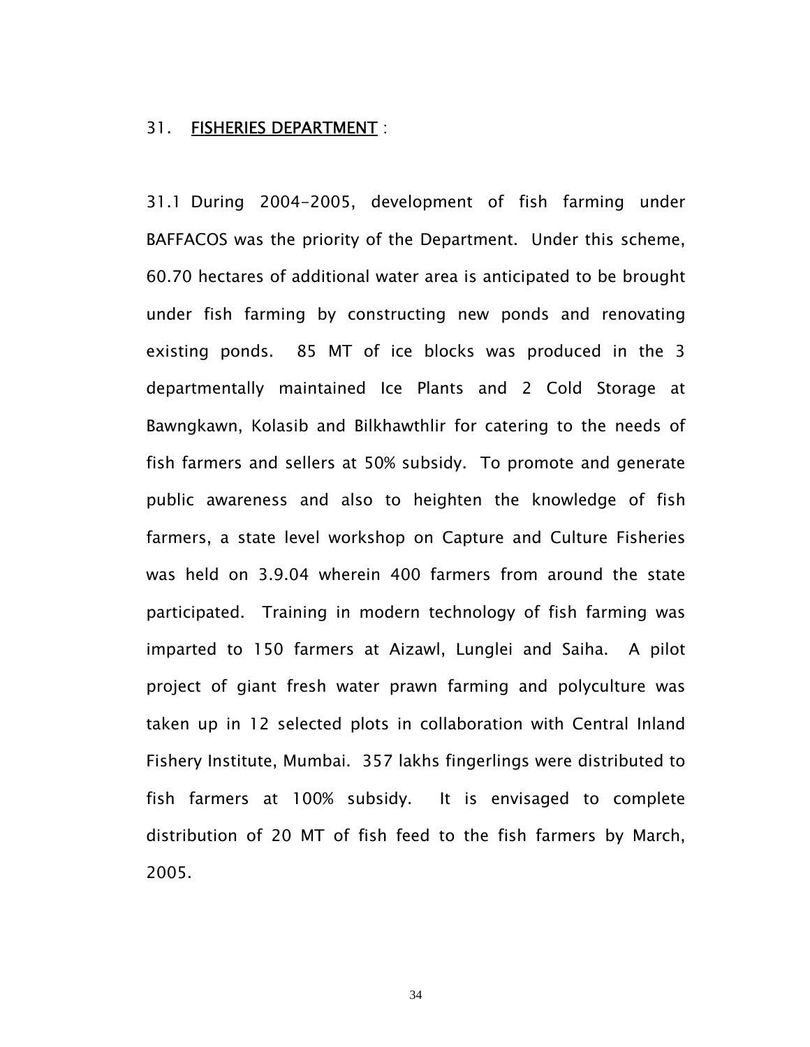## 31. FISHERIES DEPARTMENT :

31.1 During 2004-2005, development of fish farming under BAFFACOS was the priority of the Department. Under this scheme, 60.70 hectares of additional water area is anticipated to be brought under fish farming by constructing new ponds and renovating existing ponds. 85 MT of ice blocks was produced in the 3 departmentally maintained Ice Plants and 2 Cold Storage at Bawngkawn, Kolasib and Bilkhawthlir for catering to the needs of fish farmers and sellers at 50% subsidy. To promote and generate public awareness and also to heighten the knowledge of fish farmers, a state level workshop on Capture and Culture Fisheries was held on 3.9.04 wherein 400 farmers from around the state participated. Training in modern technology of fish farming was imparted to 150 farmers at Aizawl, Lunglei and Saiha. A pilot project of giant fresh water prawn farming and polyculture was taken up in 12 selected plots in collaboration with Central Inland Fishery Institute, Mumbai. 357 lakhs fingerlings were distributed to fish farmers at 100% subsidy. It is envisaged to complete distribution of 20 MT of fish feed to the fish farmers by March, 2005.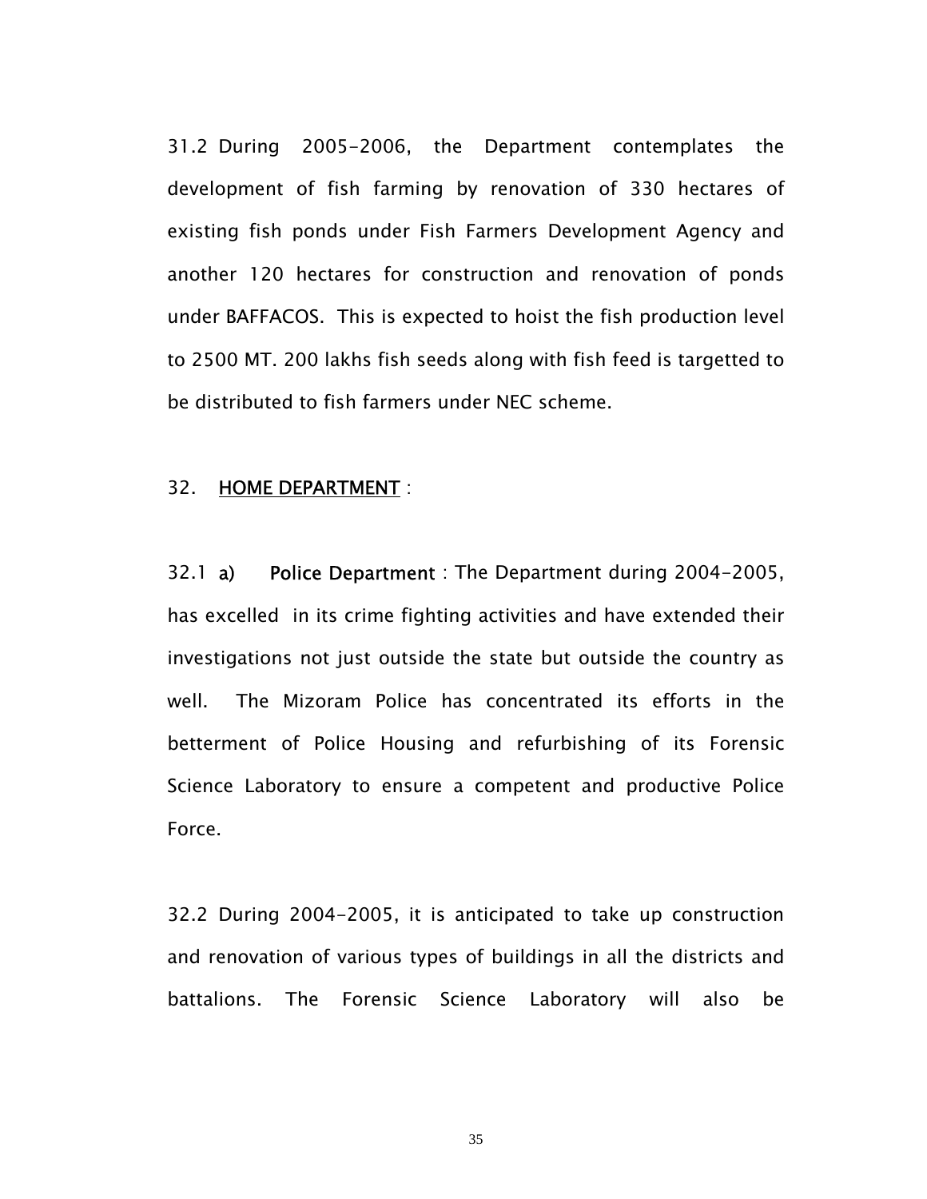31.2 During 2005-2006, the Department contemplates the development of fish farming by renovation of 330 hectares of existing fish ponds under Fish Farmers Development Agency and another 120 hectares for construction and renovation of ponds under BAFFACOS. This is expected to hoist the fish production level to 2500 MT. 200 lakhs fish seeds along with fish feed is targetted to be distributed to fish farmers under NEC scheme.

## 32. HOME DEPARTMENT :

32.1 **a) Police Department** : The Department during 2004-2005, has excelled in its crime fighting activities and have extended their investigations not just outside the state but outside the country as well. The Mizoram Police has concentrated its efforts in the betterment of Police Housing and refurbishing of its Forensic Science Laboratory to ensure a competent and productive Police Force.

32.2 During 2004-2005, it is anticipated to take up construction and renovation of various types of buildings in all the districts and battalions. The Forensic Science Laboratory will also be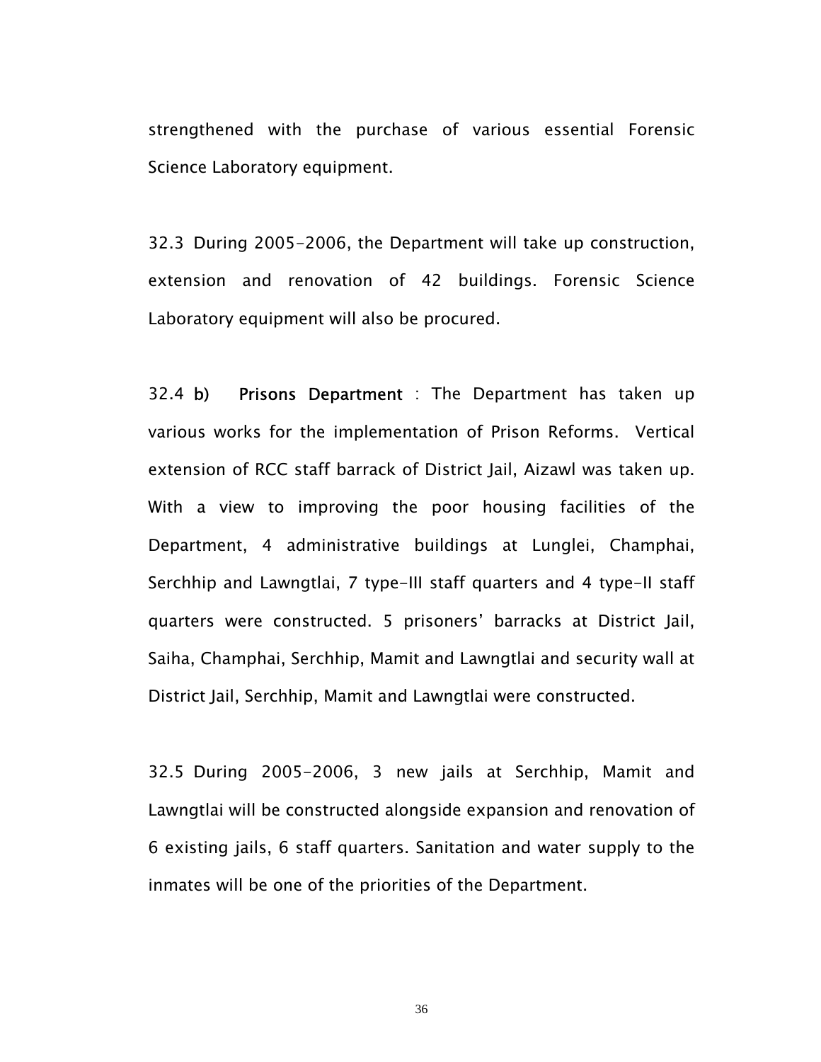strengthened with the purchase of various essential Forensic Science Laboratory equipment.

32.3 During 2005-2006, the Department will take up construction, extension and renovation of 42 buildings. Forensic Science Laboratory equipment will also be procured.

32.4 **b) Prisons Department** : The Department has taken up various works for the implementation of Prison Reforms. Vertical extension of RCC staff barrack of District Jail, Aizawl was taken up. With a view to improving the poor housing facilities of the Department, 4 administrative buildings at Lunglei, Champhai, Serchhip and Lawngtlai, 7 type-III staff quarters and 4 type-II staff quarters were constructed. 5 prisoners' barracks at District Jail, Saiha, Champhai, Serchhip, Mamit and Lawngtlai and security wall at District Jail, Serchhip, Mamit and Lawngtlai were constructed.

32.5 During 2005-2006, 3 new jails at Serchhip, Mamit and Lawngtlai will be constructed alongside expansion and renovation of 6 existing jails, 6 staff quarters. Sanitation and water supply to the inmates will be one of the priorities of the Department.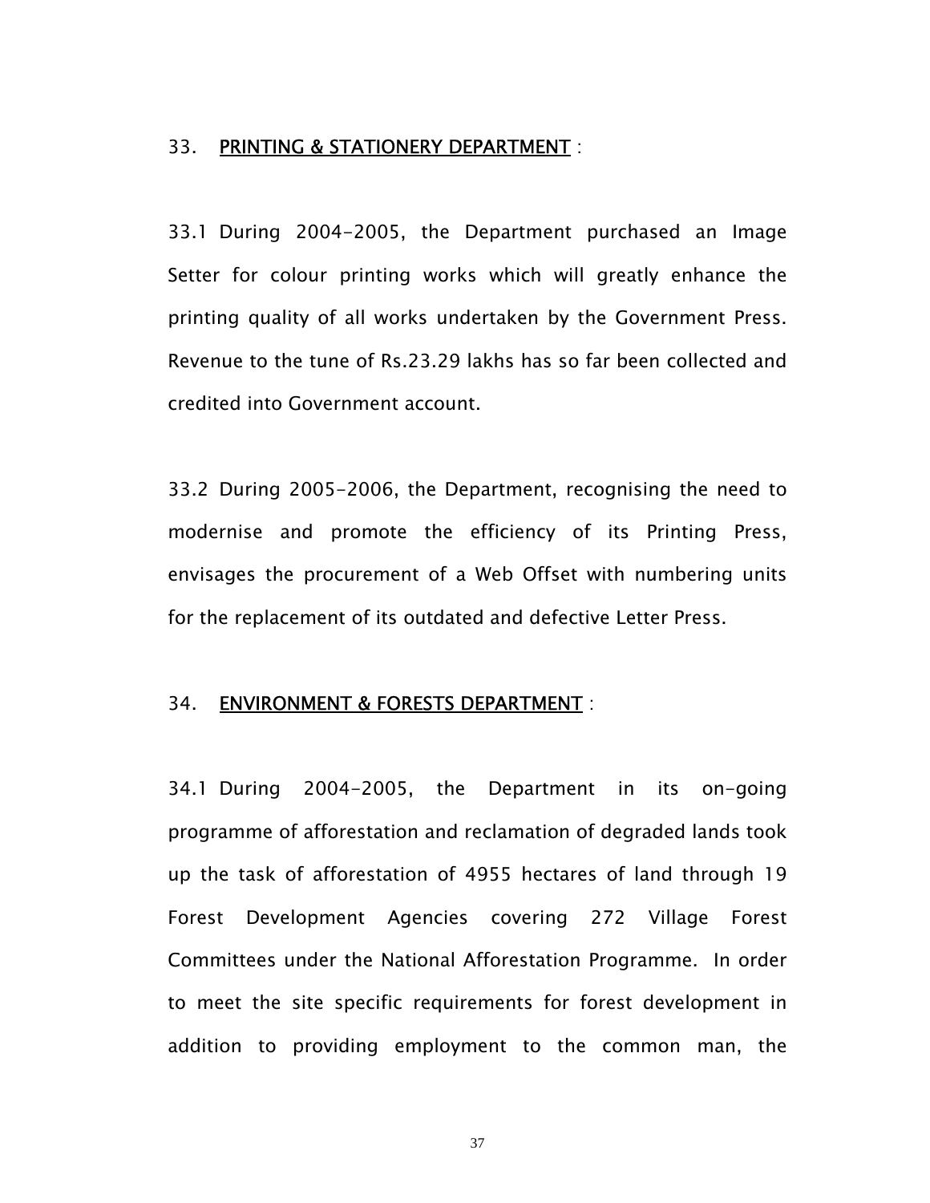## 33. PRINTING & STATIONERY DEPARTMENT :

33.1 During 2004-2005, the Department purchased an Image Setter for colour printing works which will greatly enhance the printing quality of all works undertaken by the Government Press. Revenue to the tune of Rs.23.29 lakhs has so far been collected and credited into Government account.

33.2 During 2005-2006, the Department, recognising the need to modernise and promote the efficiency of its Printing Press, envisages the procurement of a Web Offset with numbering units for the replacement of its outdated and defective Letter Press.

## 34. ENVIRONMENT & FORESTS DEPARTMENT :

34.1 During 2004-2005, the Department in its on-going programme of afforestation and reclamation of degraded lands took up the task of afforestation of 4955 hectares of land through 19 Forest Development Agencies covering 272 Village Forest Committees under the National Afforestation Programme. In order to meet the site specific requirements for forest development in addition to providing employment to the common man, the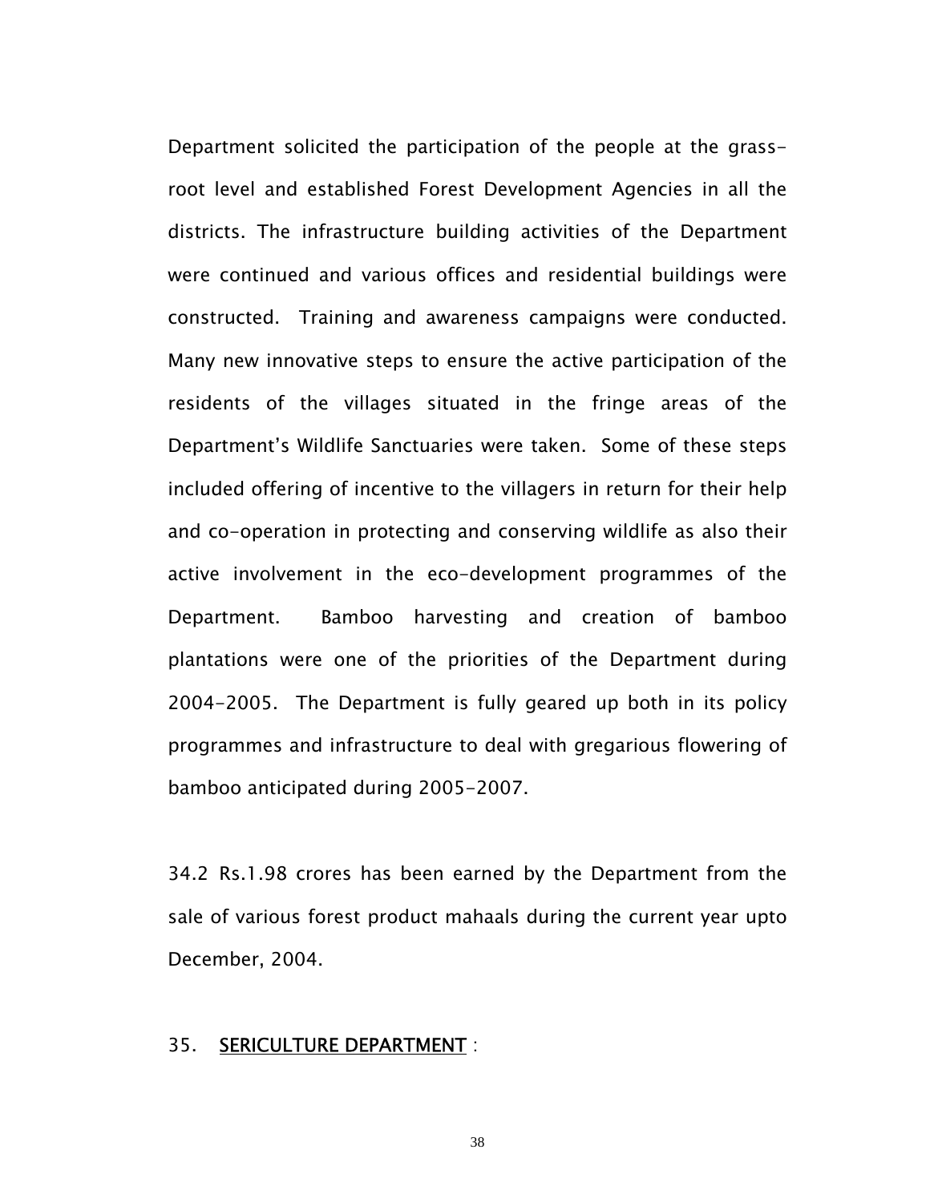Department solicited the participation of the people at the grass-root level and established Forest Development Agencies in all the districts. The infrastructure building activities of the Department were continued and various offices and residential buildings were constructed. Training and awareness campaigns were conducted. Many new innovative steps to ensure the active participation of the residents of the villages situated in the fringe areas of the Department's Wildlife Sanctuaries were taken. Some of these steps included offering of incentive to the villagers in return for their help and co-operation in protecting and conserving wildlife as also their active involvement in the eco-development programmes of the Department. Bamboo harvesting and creation of bamboo plantations were one of the priorities of the Department during 2004-2005. The Department is fully geared up both in its policy programmes and infrastructure to deal with gregarious flowering of bamboo anticipated during 2005-2007.

34.2 Rs.1.98 crores has been earned by the Department from the sale of various forest product mahaals during the current year upto December, 2004.

35. **SERICULTURE DEPARTMENT** :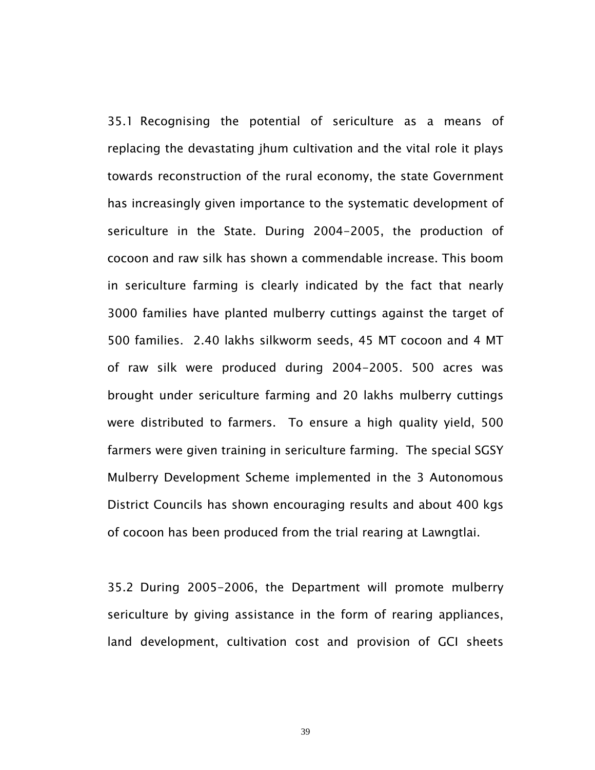35.1 Recognising the potential of sericulture as a means of replacing the devastating jhum cultivation and the vital role it plays towards reconstruction of the rural economy, the state Government has increasingly given importance to the systematic development of sericulture in the State. During 2004-2005, the production of cocoon and raw silk has shown a commendable increase. This boom in sericulture farming is clearly indicated by the fact that nearly 3000 families have planted mulberry cuttings against the target of 500 families. 2.40 lakhs silkworm seeds, 45 MT cocoon and 4 MT of raw silk were produced during 2004-2005. 500 acres was brought under sericulture farming and 20 lakhs mulberry cuttings were distributed to farmers. To ensure a high quality yield, 500 farmers were given training in sericulture farming. The special SGSY Mulberry Development Scheme implemented in the 3 Autonomous District Councils has shown encouraging results and about 400 kgs of cocoon has been produced from the trial rearing at Lawngtlai.

35.2 During 2005-2006, the Department will promote mulberry sericulture by giving assistance in the form of rearing appliances, land development, cultivation cost and provision of GCI sheets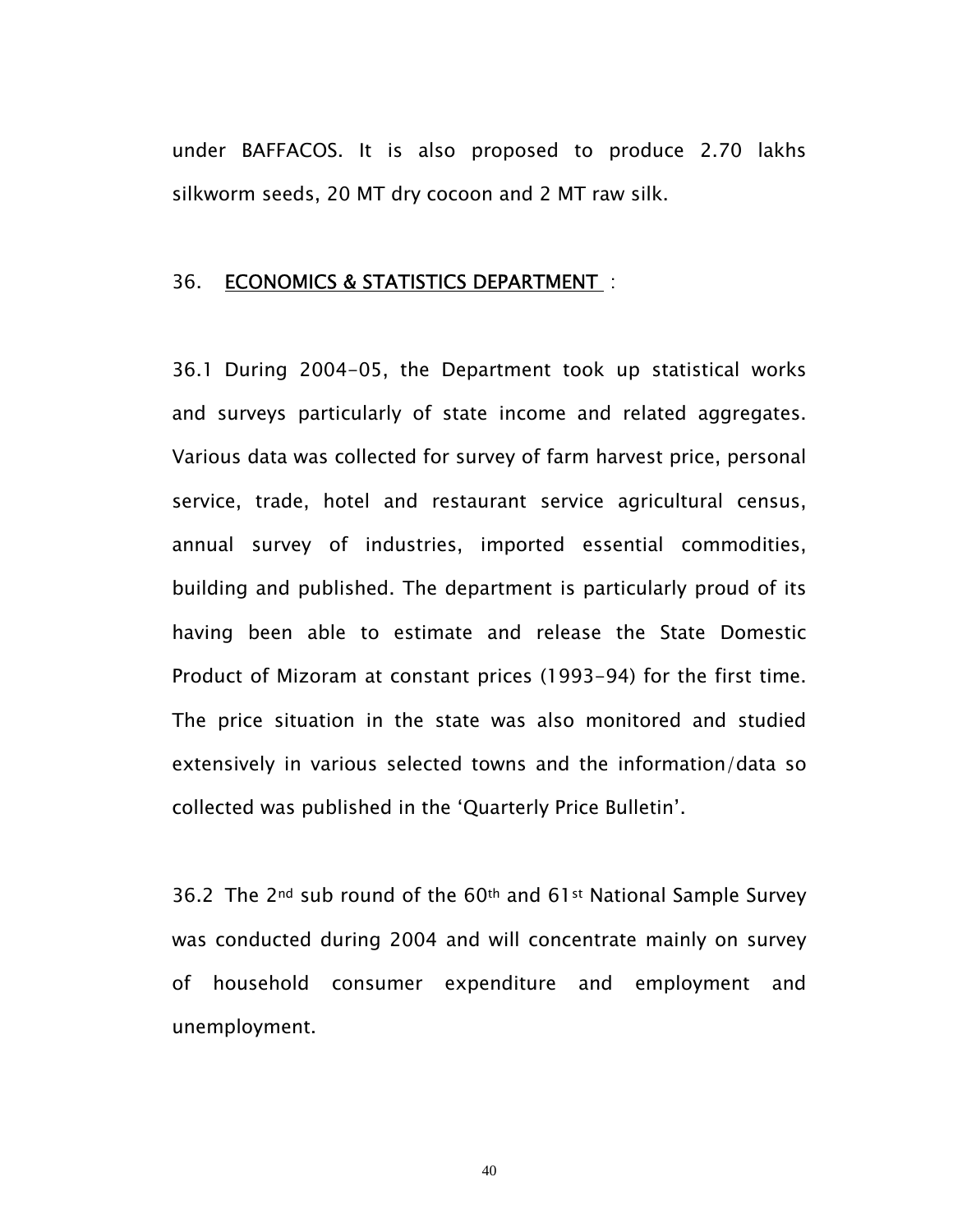under BAFFACOS. It is also proposed to produce 2.70 lakhs silkworm seeds, 20 MT dry cocoon and 2 MT raw silk.

## 36. <u>ECONOMICS & STATISTICS DEPARTMENT</u> :

36.1 During 2004-05, the Department took up statistical works and surveys particularly of state income and related aggregates. Various data was collected for survey of farm harvest price, personal service, trade, hotel and restaurant service agricultural census, annual survey of industries, imported essential commodities, building and published. The department is particularly proud of its having been able to estimate and release the State Domestic Product of Mizoram at constant prices (1993-94) for the first time. The price situation in the state was also monitored and studied extensively in various selected towns and the information/data so collected was published in the 'Quarterly Price Bulletin'.

36.2 The 2nd sub round of the 60th and 61st National Sample Survey was conducted during 2004 and will concentrate mainly on survey of household consumer expenditure and employment and unemployment.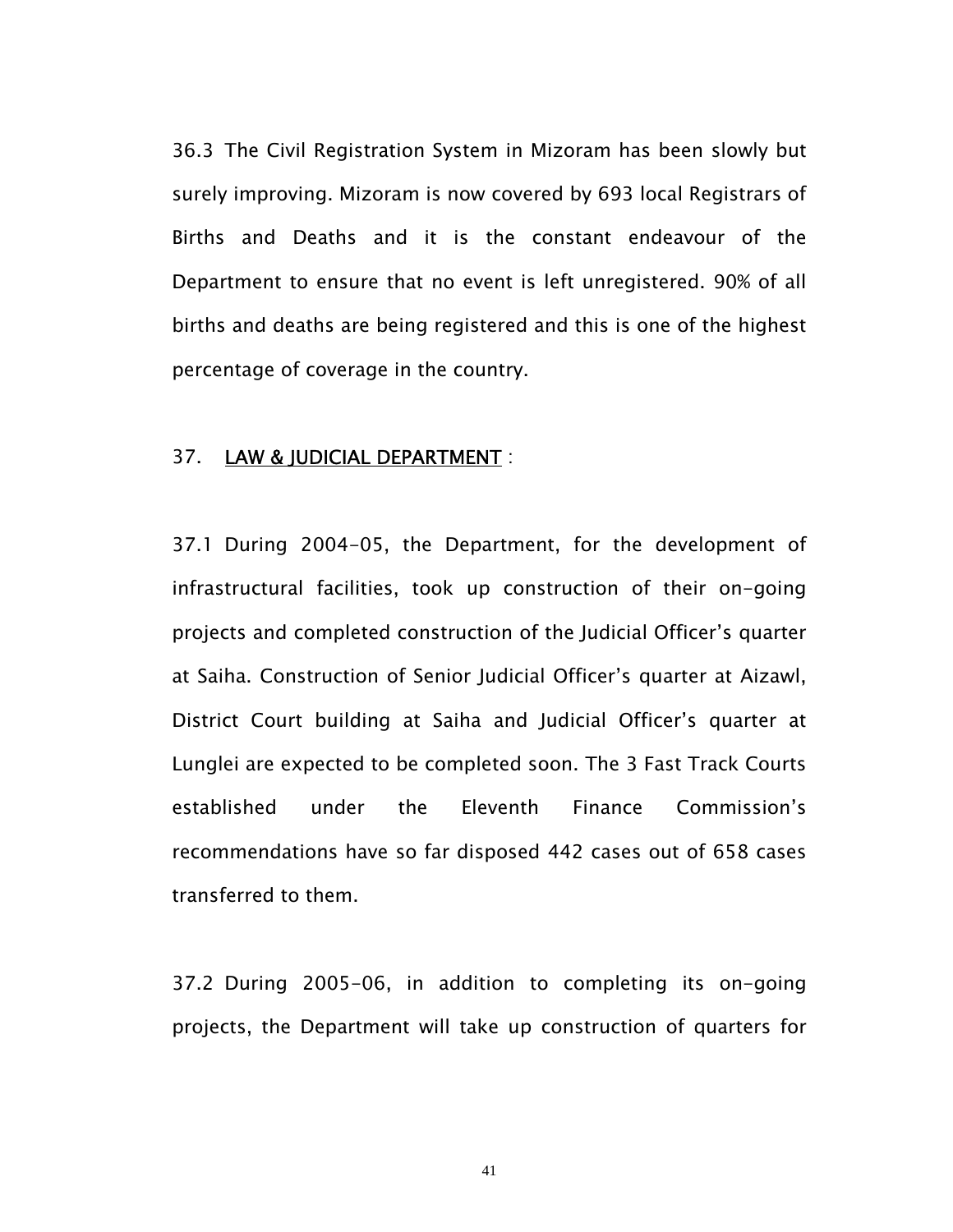36.3 The Civil Registration System in Mizoram has been slowly but surely improving. Mizoram is now covered by 693 local Registrars of Births and Deaths and it is the constant endeavour of the Department to ensure that no event is left unregistered. 90% of all births and deaths are being registered and this is one of the highest percentage of coverage in the country.

## 37. <u>LAW & JUDICIAL DEPARTMENT</u> :

37.1 During 2004-05, the Department, for the development of infrastructural facilities, took up construction of their on-going projects and completed construction of the Judicial Officer's quarter at Saiha. Construction of Senior Judicial Officer's quarter at Aizawl, District Court building at Saiha and Judicial Officer's quarter at Lunglei are expected to be completed soon. The 3 Fast Track Courts established under the Eleventh Finance Commission's recommendations have so far disposed 442 cases out of 658 cases transferred to them.

37.2 During 2005-06, in addition to completing its on-going projects, the Department will take up construction of quarters for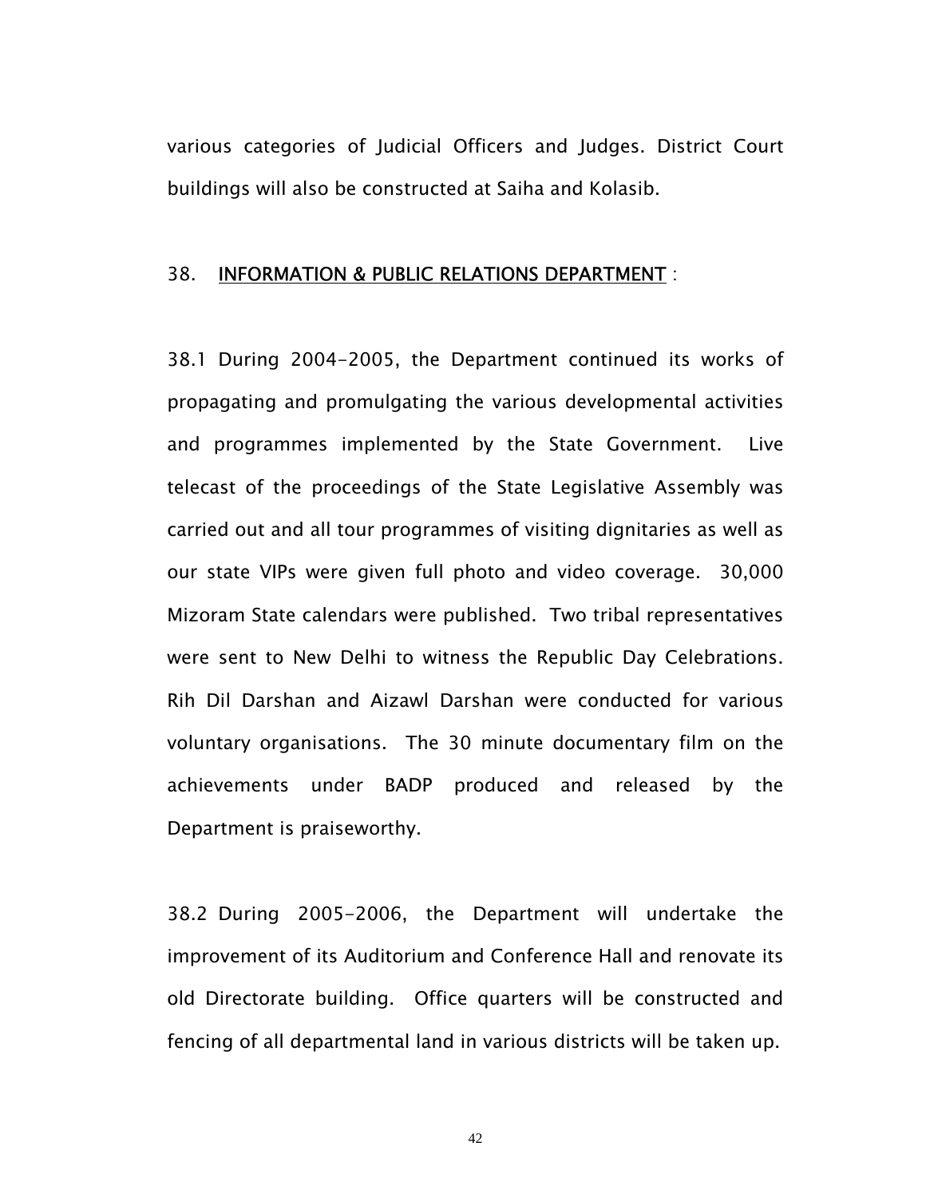various categories of Judicial Officers and Judges. District Court buildings will also be constructed at Saiha and Kolasib.

## 38. <u>INFORMATION & PUBLIC RELATIONS DEPARTMENT</u> :

38.1 During 2004-2005, the Department continued its works of propagating and promulgating the various developmental activities and programmes implemented by the State Government. Live telecast of the proceedings of the State Legislative Assembly was carried out and all tour programmes of visiting dignitaries as well as our state VIPs were given full photo and video coverage. 30,000 Mizoram State calendars were published. Two tribal representatives were sent to New Delhi to witness the Republic Day Celebrations. Rih Dil Darshan and Aizawl Darshan were conducted for various voluntary organisations. The 30 minute documentary film on the achievements under BADP produced and released by the Department is praiseworthy.

38.2 During 2005-2006, the Department will undertake the improvement of its Auditorium and Conference Hall and renovate its old Directorate building. Office quarters will be constructed and fencing of all departmental land in various districts will be taken up.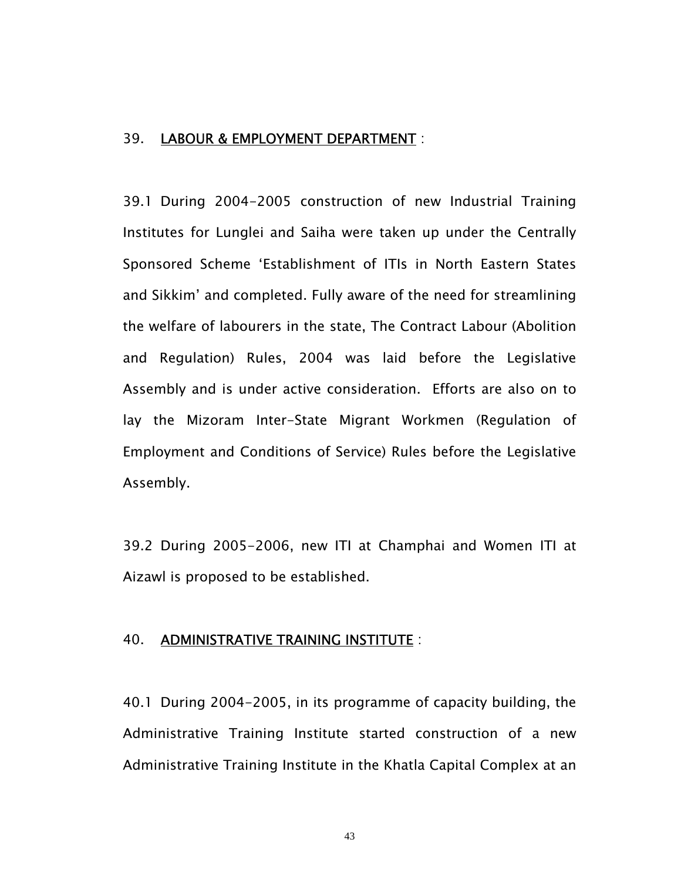## 39. LABOUR & EMPLOYMENT DEPARTMENT :

39.1 During 2004-2005 construction of new Industrial Training Institutes for Lunglei and Saiha were taken up under the Centrally Sponsored Scheme 'Establishment of ITIs in North Eastern States and Sikkim' and completed. Fully aware of the need for streamlining the welfare of labourers in the state, The Contract Labour (Abolition and Regulation) Rules, 2004 was laid before the Legislative Assembly and is under active consideration. Efforts are also on to lay the Mizoram Inter-State Migrant Workmen (Regulation of Employment and Conditions of Service) Rules before the Legislative Assembly.

39.2 During 2005-2006, new ITI at Champhai and Women ITI at Aizawl is proposed to be established.

## 40. ADMINISTRATIVE TRAINING INSTITUTE :

40.1 During 2004-2005, in its programme of capacity building, the Administrative Training Institute started construction of a new Administrative Training Institute in the Khatla Capital Complex at an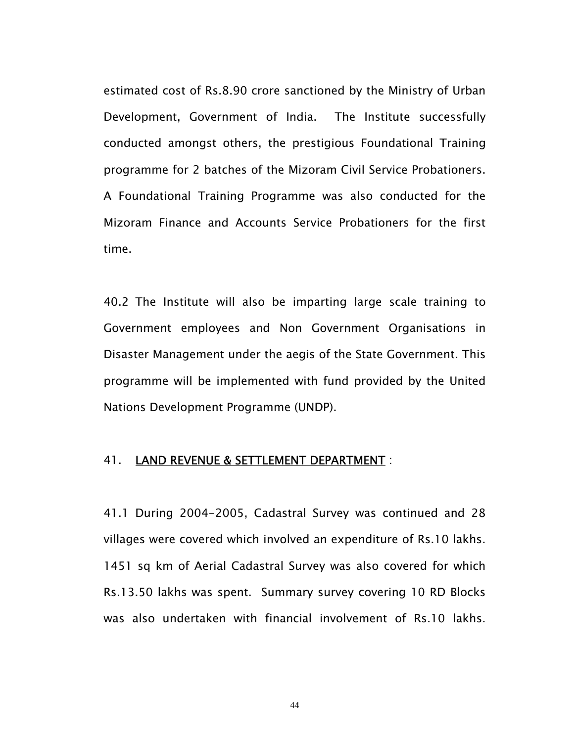estimated cost of Rs.8.90 crore sanctioned by the Ministry of Urban Development, Government of India. The Institute successfully conducted amongst others, the prestigious Foundational Training programme for 2 batches of the Mizoram Civil Service Probationers. A Foundational Training Programme was also conducted for the Mizoram Finance and Accounts Service Probationers for the first time.

40.2 The Institute will also be imparting large scale training to Government employees and Non Government Organisations in Disaster Management under the aegis of the State Government. This programme will be implemented with fund provided by the United Nations Development Programme (UNDP).

41. <u>LAND REVENUE & SETTLEMENT DEPARTMENT</u> :

41.1 During 2004-2005, Cadastral Survey was continued and 28 villages were covered which involved an expenditure of Rs.10 lakhs. 1451 sq km of Aerial Cadastral Survey was also covered for which Rs.13.50 lakhs was spent. Summary survey covering 10 RD Blocks was also undertaken with financial involvement of Rs.10 lakhs.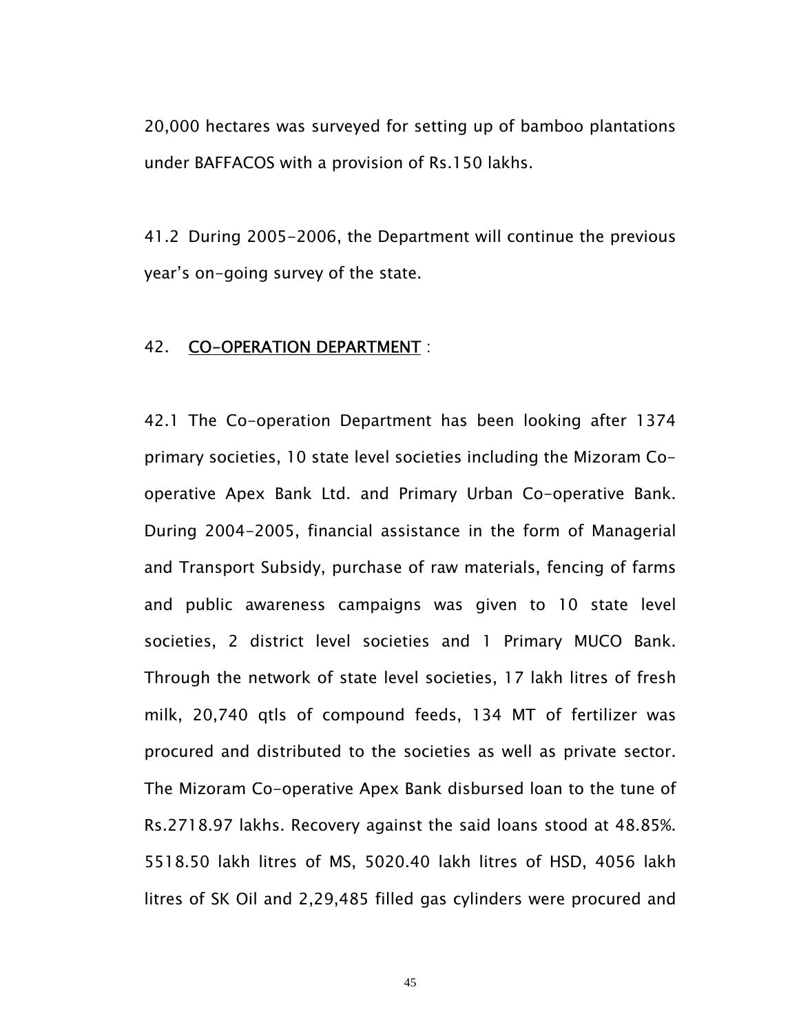20,000 hectares was surveyed for setting up of bamboo plantations under BAFFACOS with a provision of Rs.150 lakhs.

41.2 During 2005-2006, the Department will continue the previous year's on-going survey of the state.

## 42. CO-OPERATION DEPARTMENT :

42.1 The Co-operation Department has been looking after 1374 primary societies, 10 state level societies including the Mizoram Co-operative Apex Bank Ltd. and Primary Urban Co-operative Bank. During 2004-2005, financial assistance in the form of Managerial and Transport Subsidy, purchase of raw materials, fencing of farms and public awareness campaigns was given to 10 state level societies, 2 district level societies and 1 Primary MUCO Bank. Through the network of state level societies, 17 lakh litres of fresh milk, 20,740 qtls of compound feeds, 134 MT of fertilizer was procured and distributed to the societies as well as private sector. The Mizoram Co-operative Apex Bank disbursed loan to the tune of Rs.2718.97 lakhs. Recovery against the said loans stood at 48.85%. 5518.50 lakh litres of MS, 5020.40 lakh litres of HSD, 4056 lakh litres of SK Oil and 2,29,485 filled gas cylinders were procured and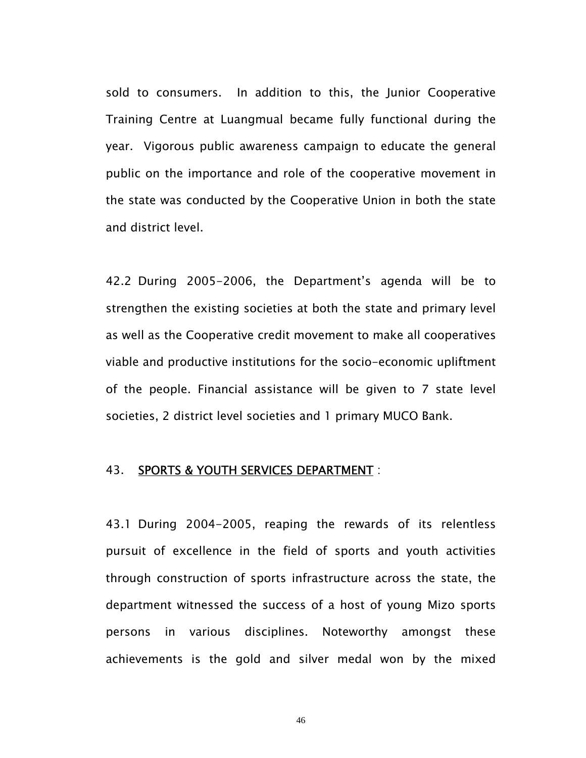sold to consumers. In addition to this, the Junior Cooperative Training Centre at Luangmual became fully functional during the year. Vigorous public awareness campaign to educate the general public on the importance and role of the cooperative movement in the state was conducted by the Cooperative Union in both the state and district level.

42.2 During 2005-2006, the Department's agenda will be to strengthen the existing societies at both the state and primary level as well as the Cooperative credit movement to make all cooperatives viable and productive institutions for the socio-economic upliftment of the people. Financial assistance will be given to 7 state level societies, 2 district level societies and 1 primary MUCO Bank.

## 43. <u>SPORTS & YOUTH SERVICES DEPARTMENT</u> :

43.1 During 2004-2005, reaping the rewards of its relentless pursuit of excellence in the field of sports and youth activities through construction of sports infrastructure across the state, the department witnessed the success of a host of young Mizo sports persons in various disciplines. Noteworthy amongst these achievements is the gold and silver medal won by the mixed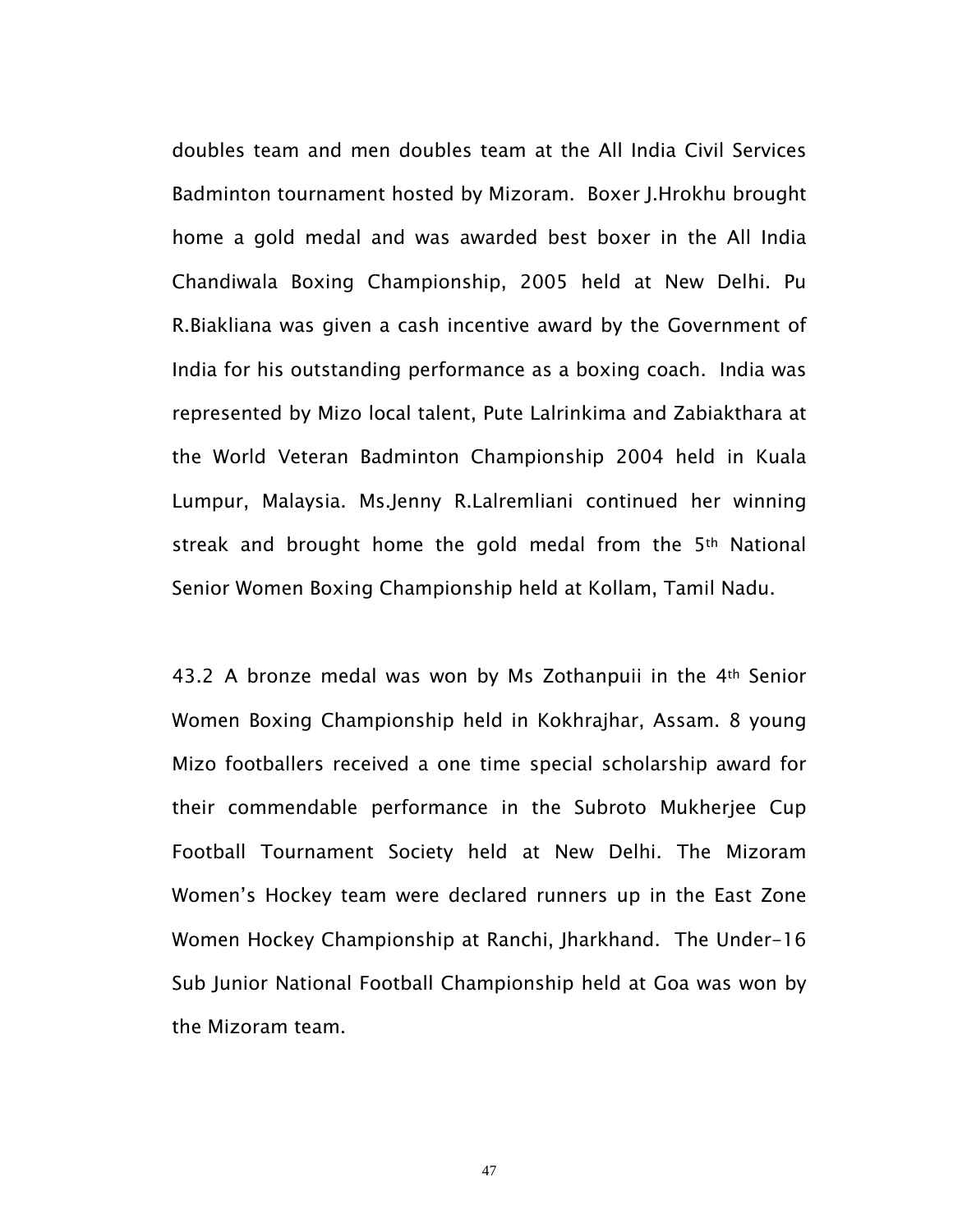doubles team and men doubles team at the All India Civil Services Badminton tournament hosted by Mizoram. Boxer J.Hrokhu brought home a gold medal and was awarded best boxer in the All India Chandiwala Boxing Championship, 2005 held at New Delhi. Pu R.Biakliana was given a cash incentive award by the Government of India for his outstanding performance as a boxing coach. India was represented by Mizo local talent, Pute Lalrinkima and Zabiakthara at the World Veteran Badminton Championship 2004 held in Kuala Lumpur, Malaysia. Ms.Jenny R.Lalremliani continued her winning streak and brought home the gold medal from the 5th National Senior Women Boxing Championship held at Kollam, Tamil Nadu.

43.2 A bronze medal was won by Ms Zothanpuii in the 4th Senior Women Boxing Championship held in Kokhrajhar, Assam. 8 young Mizo footballers received a one time special scholarship award for their commendable performance in the Subroto Mukherjee Cup Football Tournament Society held at New Delhi. The Mizoram Women's Hockey team were declared runners up in the East Zone Women Hockey Championship at Ranchi, Jharkhand. The Under-16 Sub Junior National Football Championship held at Goa was won by the Mizoram team.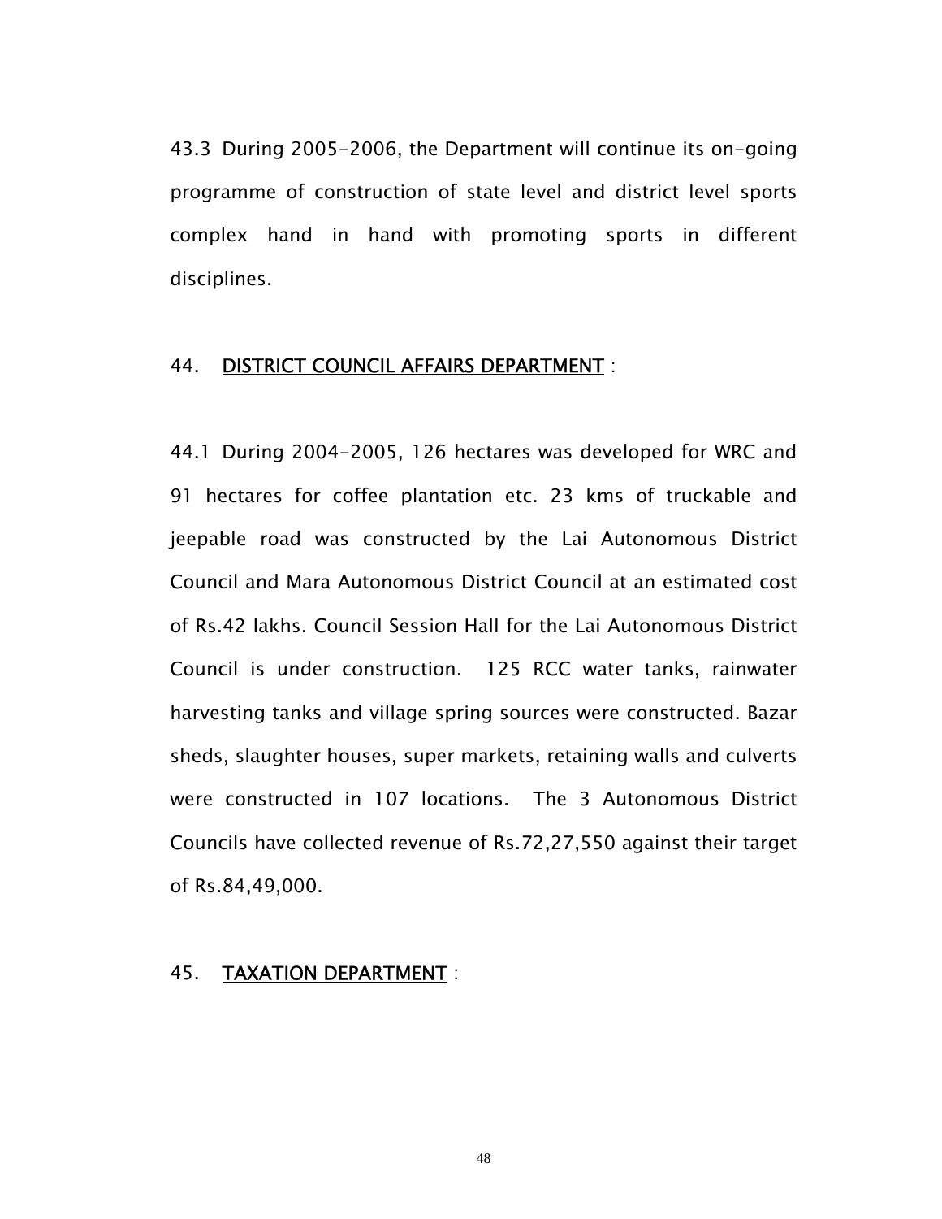43.3 During 2005-2006, the Department will continue its on-going programme of construction of state level and district level sports complex hand in hand with promoting sports in different disciplines.

## 44. DISTRICT COUNCIL AFFAIRS DEPARTMENT :

44.1 During 2004-2005, 126 hectares was developed for WRC and 91 hectares for coffee plantation etc. 23 kms of truckable and jeepable road was constructed by the Lai Autonomous District Council and Mara Autonomous District Council at an estimated cost of Rs.42 lakhs. Council Session Hall for the Lai Autonomous District Council is under construction. 125 RCC water tanks, rainwater harvesting tanks and village spring sources were constructed. Bazar sheds, slaughter houses, super markets, retaining walls and culverts were constructed in 107 locations. The 3 Autonomous District Councils have collected revenue of Rs.72,27,550 against their target of Rs.84,49,000.

## 45. TAXATION DEPARTMENT :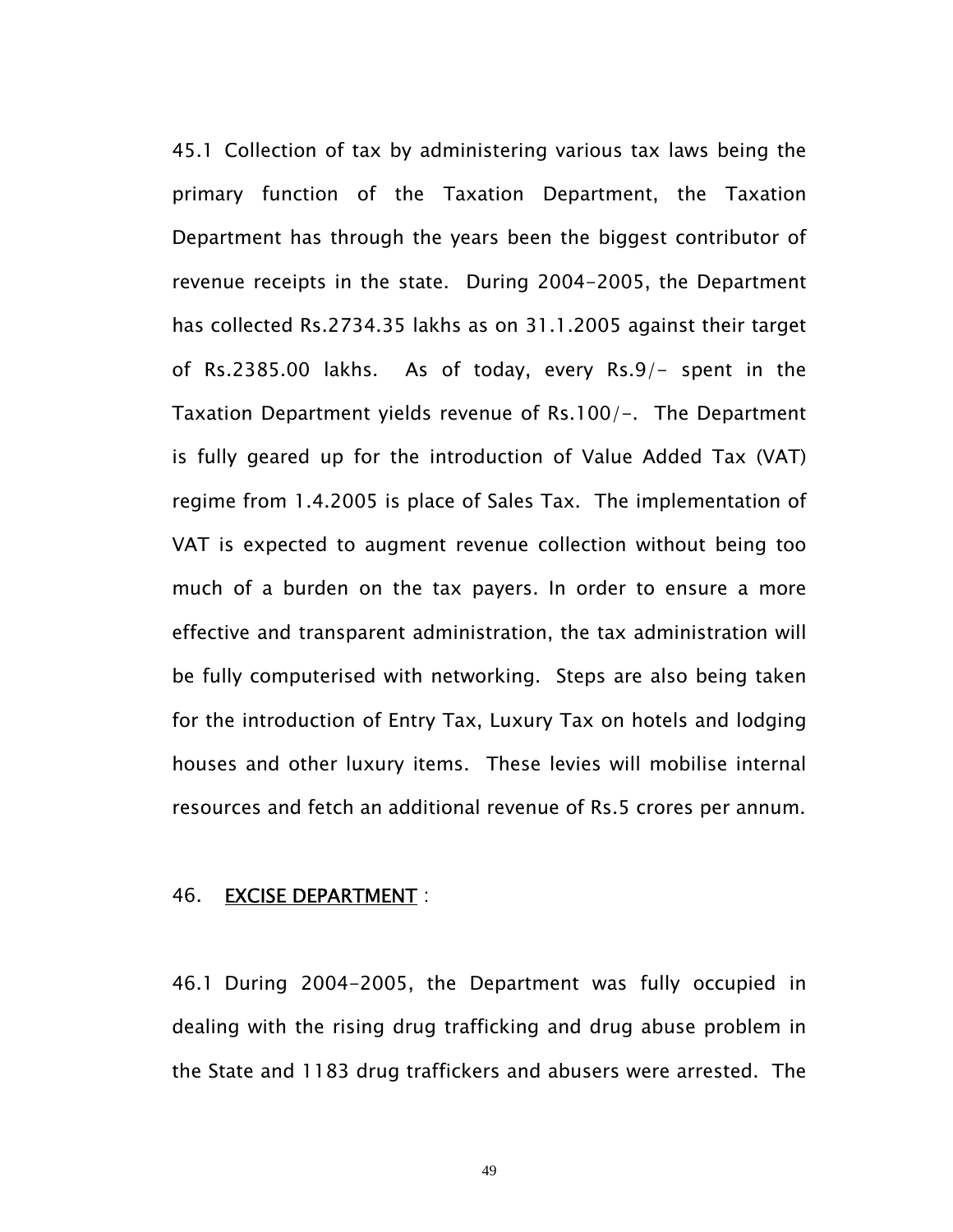45.1 Collection of tax by administering various tax laws being the primary function of the Taxation Department, the Taxation Department has through the years been the biggest contributor of revenue receipts in the state. During 2004-2005, the Department has collected Rs.2734.35 lakhs as on 31.1.2005 against their target of Rs.2385.00 lakhs. As of today, every Rs.9/- spent in the Taxation Department yields revenue of Rs.100/-. The Department is fully geared up for the introduction of Value Added Tax (VAT) regime from 1.4.2005 is place of Sales Tax. The implementation of VAT is expected to augment revenue collection without being too much of a burden on the tax payers. In order to ensure a more effective and transparent administration, the tax administration will be fully computerised with networking. Steps are also being taken for the introduction of Entry Tax, Luxury Tax on hotels and lodging houses and other luxury items. These levies will mobilise internal resources and fetch an additional revenue of Rs.5 crores per annum.

## 46. EXCISE DEPARTMENT :

46.1 During 2004-2005, the Department was fully occupied in dealing with the rising drug trafficking and drug abuse problem in the State and 1183 drug traffickers and abusers were arrested. The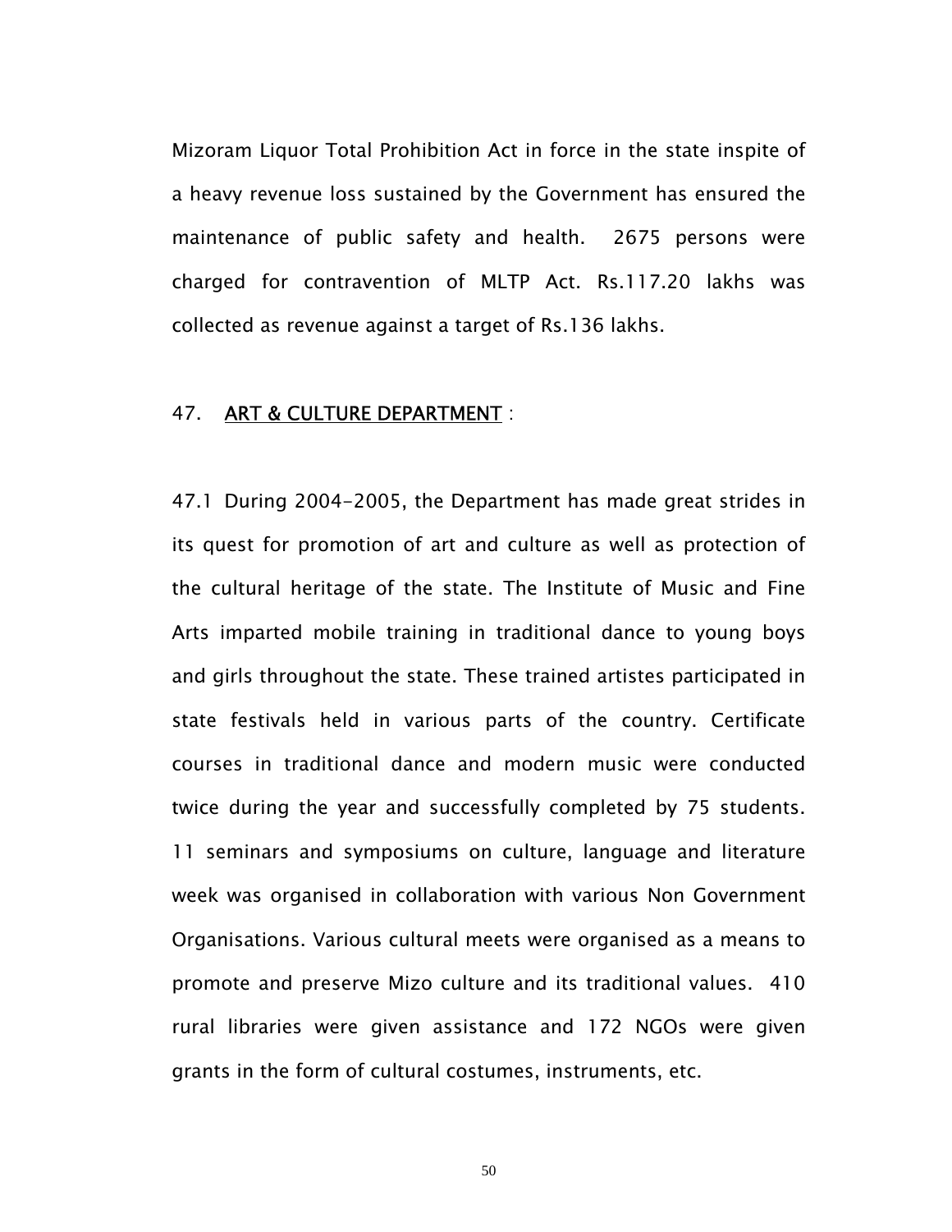Mizoram Liquor Total Prohibition Act in force in the state inspite of a heavy revenue loss sustained by the Government has ensured the maintenance of public safety and health. 2675 persons were charged for contravention of MLTP Act. Rs.117.20 lakhs was collected as revenue against a target of Rs.136 lakhs.

## 47. ART & CULTURE DEPARTMENT :

47.1 During 2004-2005, the Department has made great strides in its quest for promotion of art and culture as well as protection of the cultural heritage of the state. The Institute of Music and Fine Arts imparted mobile training in traditional dance to young boys and girls throughout the state. These trained artistes participated in state festivals held in various parts of the country. Certificate courses in traditional dance and modern music were conducted twice during the year and successfully completed by 75 students. 11 seminars and symposiums on culture, language and literature week was organised in collaboration with various Non Government Organisations. Various cultural meets were organised as a means to promote and preserve Mizo culture and its traditional values. 410 rural libraries were given assistance and 172 NGOs were given grants in the form of cultural costumes, instruments, etc.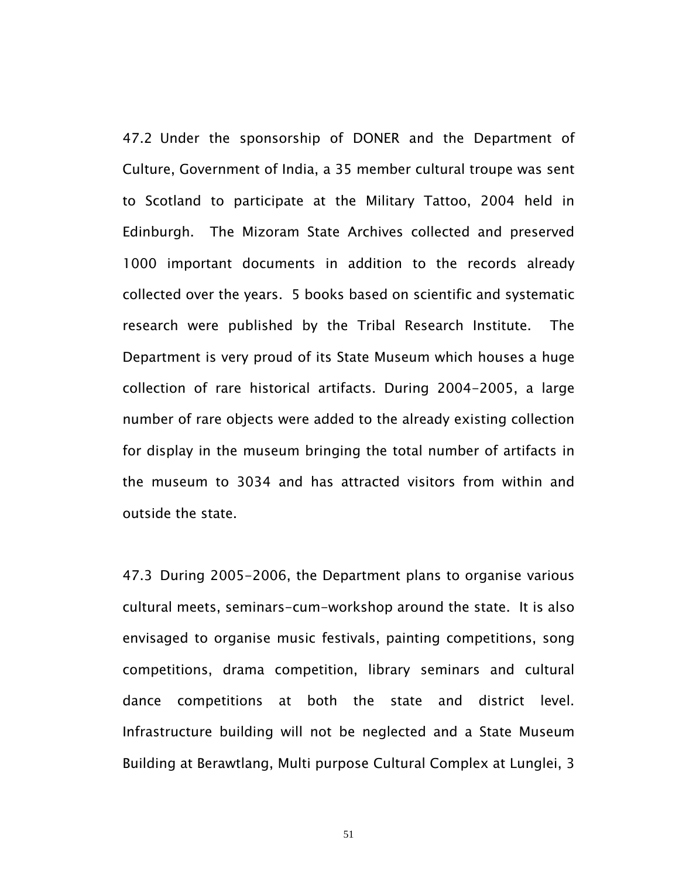47.2 Under the sponsorship of DONER and the Department of Culture, Government of India, a 35 member cultural troupe was sent to Scotland to participate at the Military Tattoo, 2004 held in Edinburgh. The Mizoram State Archives collected and preserved 1000 important documents in addition to the records already collected over the years. 5 books based on scientific and systematic research were published by the Tribal Research Institute. The Department is very proud of its State Museum which houses a huge collection of rare historical artifacts. During 2004-2005, a large number of rare objects were added to the already existing collection for display in the museum bringing the total number of artifacts in the museum to 3034 and has attracted visitors from within and outside the state.

47.3 During 2005-2006, the Department plans to organise various cultural meets, seminars-cum-workshop around the state. It is also envisaged to organise music festivals, painting competitions, song competitions, drama competition, library seminars and cultural dance competitions at both the state and district level. Infrastructure building will not be neglected and a State Museum Building at Berawtlang, Multi purpose Cultural Complex at Lunglei, 3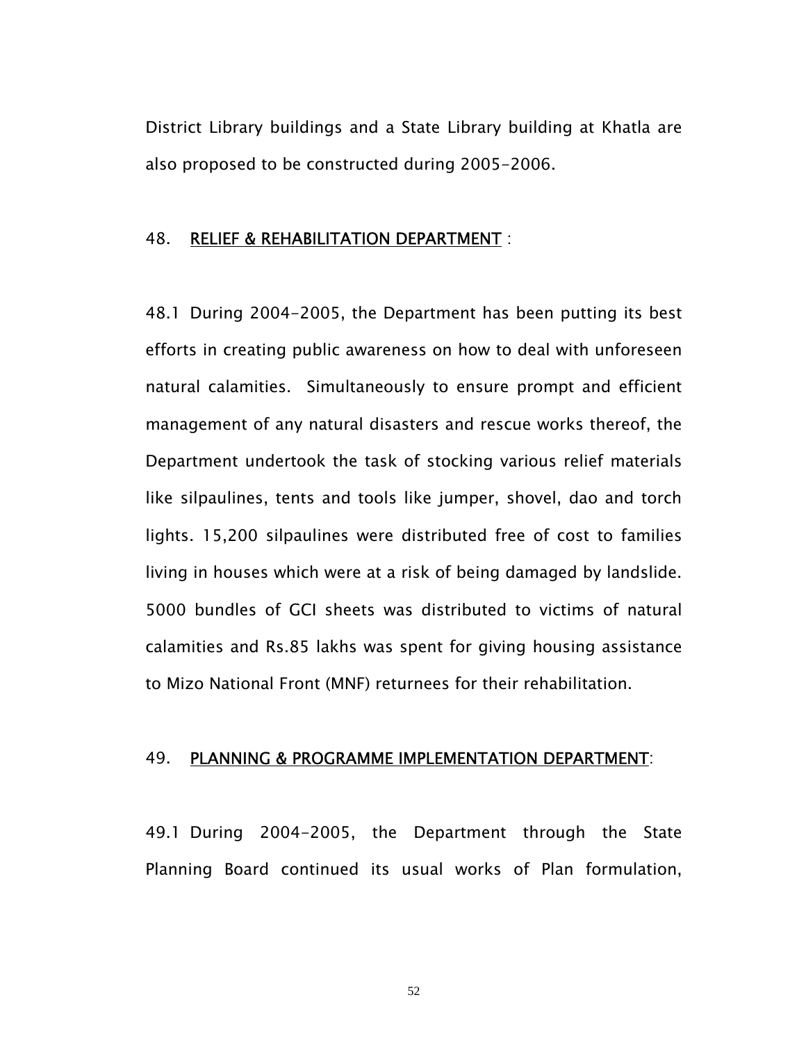District Library buildings and a State Library building at Khatla are also proposed to be constructed during 2005-2006.

## 48. RELIEF & REHABILITATION DEPARTMENT :

48.1 During 2004-2005, the Department has been putting its best efforts in creating public awareness on how to deal with unforeseen natural calamities. Simultaneously to ensure prompt and efficient management of any natural disasters and rescue works thereof, the Department undertook the task of stocking various relief materials like silpaulines, tents and tools like jumper, shovel, dao and torch lights. 15,200 silpaulines were distributed free of cost to families living in houses which were at a risk of being damaged by landslide. 5000 bundles of GCI sheets was distributed to victims of natural calamities and Rs.85 lakhs was spent for giving housing assistance to Mizo National Front (MNF) returnees for their rehabilitation.

## 49. PLANNING & PROGRAMME IMPLEMENTATION DEPARTMENT:

49.1 During 2004-2005, the Department through the State Planning Board continued its usual works of Plan formulation,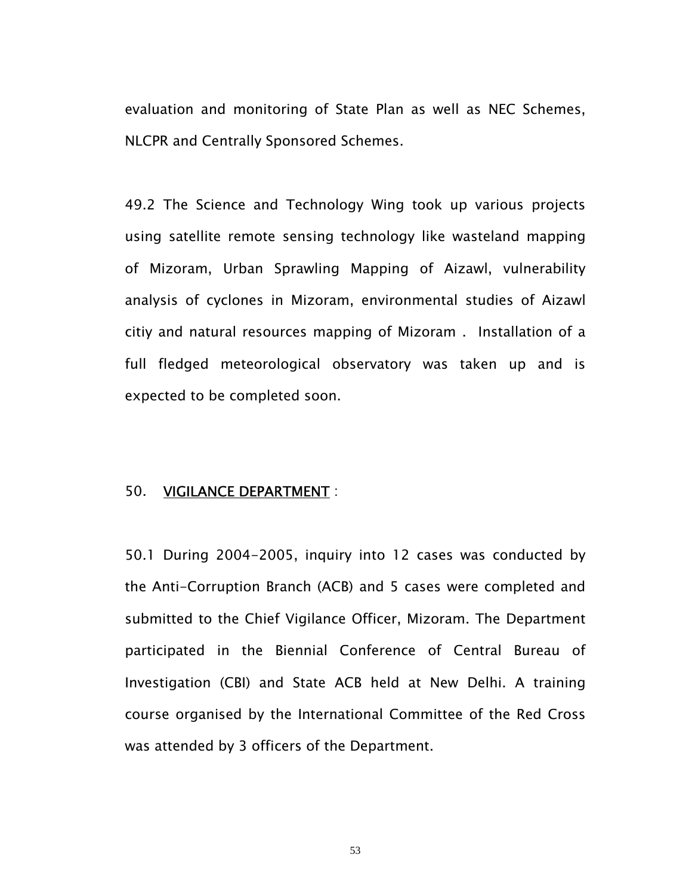evaluation and monitoring of State Plan as well as NEC Schemes, NLCPR and Centrally Sponsored Schemes.

49.2 The Science and Technology Wing took up various projects using satellite remote sensing technology like wasteland mapping of Mizoram, Urban Sprawling Mapping of Aizawl, vulnerability analysis of cyclones in Mizoram, environmental studies of Aizawl citiy and natural resources mapping of Mizoram . Installation of a full fledged meteorological observatory was taken up and is expected to be completed soon.

## 50. VIGILANCE DEPARTMENT :

50.1 During 2004-2005, inquiry into 12 cases was conducted by the Anti-Corruption Branch (ACB) and 5 cases were completed and submitted to the Chief Vigilance Officer, Mizoram. The Department participated in the Biennial Conference of Central Bureau of Investigation (CBI) and State ACB held at New Delhi. A training course organised by the International Committee of the Red Cross was attended by 3 officers of the Department.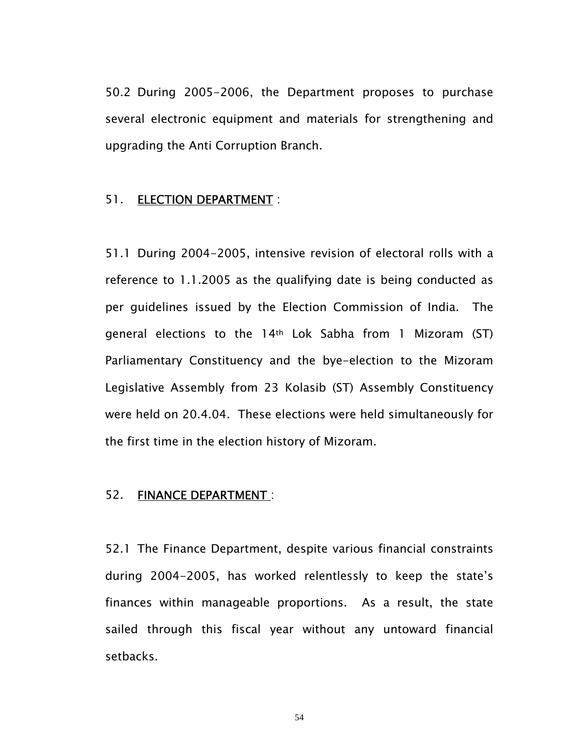50.2 During 2005-2006, the Department proposes to purchase several electronic equipment and materials for strengthening and upgrading the Anti Corruption Branch.

## 51. ELECTION DEPARTMENT :

51.1 During 2004-2005, intensive revision of electoral rolls with a reference to 1.1.2005 as the qualifying date is being conducted as per guidelines issued by the Election Commission of India. The general elections to the 14th Lok Sabha from 1 Mizoram (ST) Parliamentary Constituency and the bye-election to the Mizoram Legislative Assembly from 23 Kolasib (ST) Assembly Constituency were held on 20.4.04. These elections were held simultaneously for the first time in the election history of Mizoram.

## 52. FINANCE DEPARTMENT :

52.1 The Finance Department, despite various financial constraints during 2004-2005, has worked relentlessly to keep the state's finances within manageable proportions. As a result, the state sailed through this fiscal year without any untoward financial setbacks.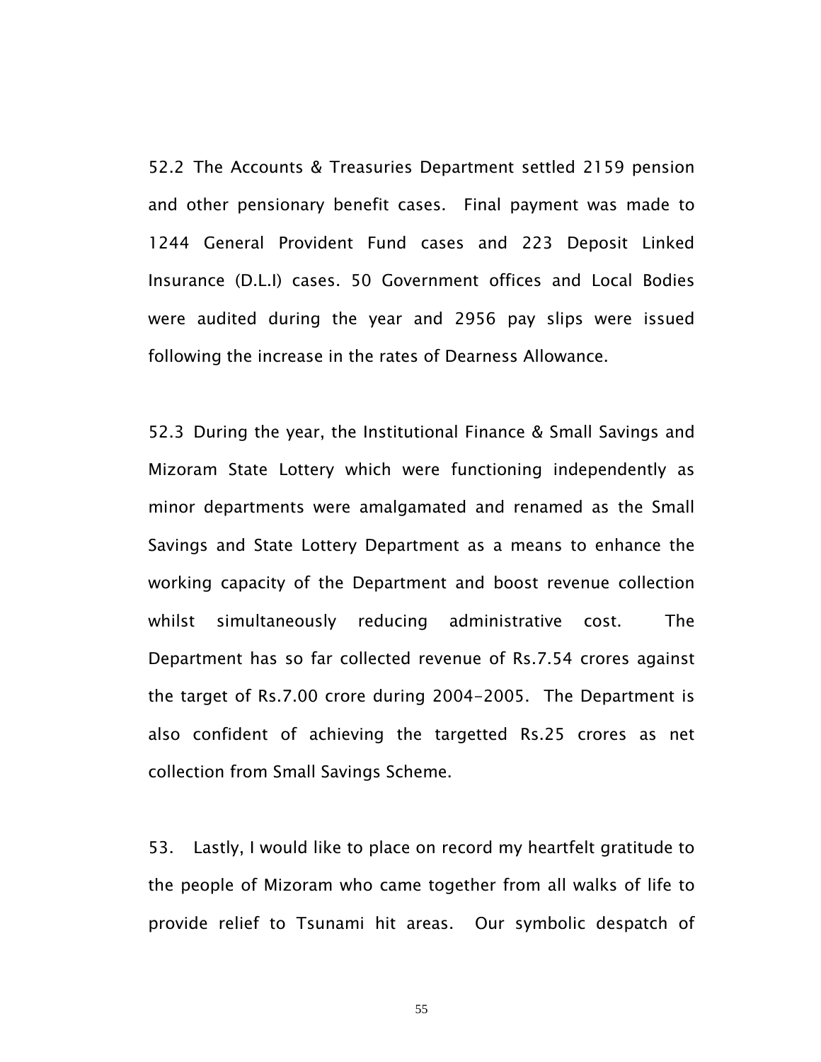52.2 The Accounts & Treasuries Department settled 2159 pension and other pensionary benefit cases. Final payment was made to 1244 General Provident Fund cases and 223 Deposit Linked Insurance (D.L.I) cases. 50 Government offices and Local Bodies were audited during the year and 2956 pay slips were issued following the increase in the rates of Dearness Allowance.

52.3 During the year, the Institutional Finance & Small Savings and Mizoram State Lottery which were functioning independently as minor departments were amalgamated and renamed as the Small Savings and State Lottery Department as a means to enhance the working capacity of the Department and boost revenue collection whilst simultaneously reducing administrative cost. The Department has so far collected revenue of Rs.7.54 crores against the target of Rs.7.00 crore during 2004-2005. The Department is also confident of achieving the targetted Rs.25 crores as net collection from Small Savings Scheme.

53. Lastly, I would like to place on record my heartfelt gratitude to the people of Mizoram who came together from all walks of life to provide relief to Tsunami hit areas. Our symbolic despatch of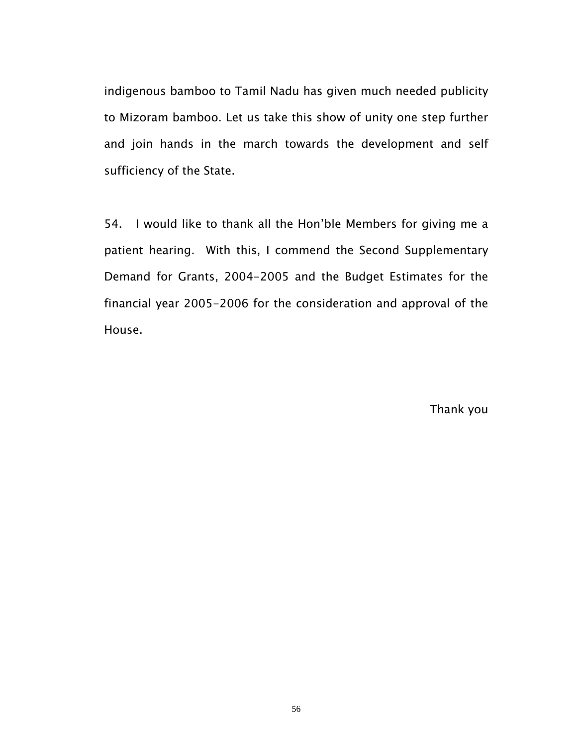indigenous bamboo to Tamil Nadu has given much needed publicity to Mizoram bamboo. Let us take this show of unity one step further and join hands in the march towards the development and self sufficiency of the State.

54. I would like to thank all the Hon'ble Members for giving me a patient hearing. With this, I commend the Second Supplementary Demand for Grants, 2004-2005 and the Budget Estimates for the financial year 2005-2006 for the consideration and approval of the House.

Thank you